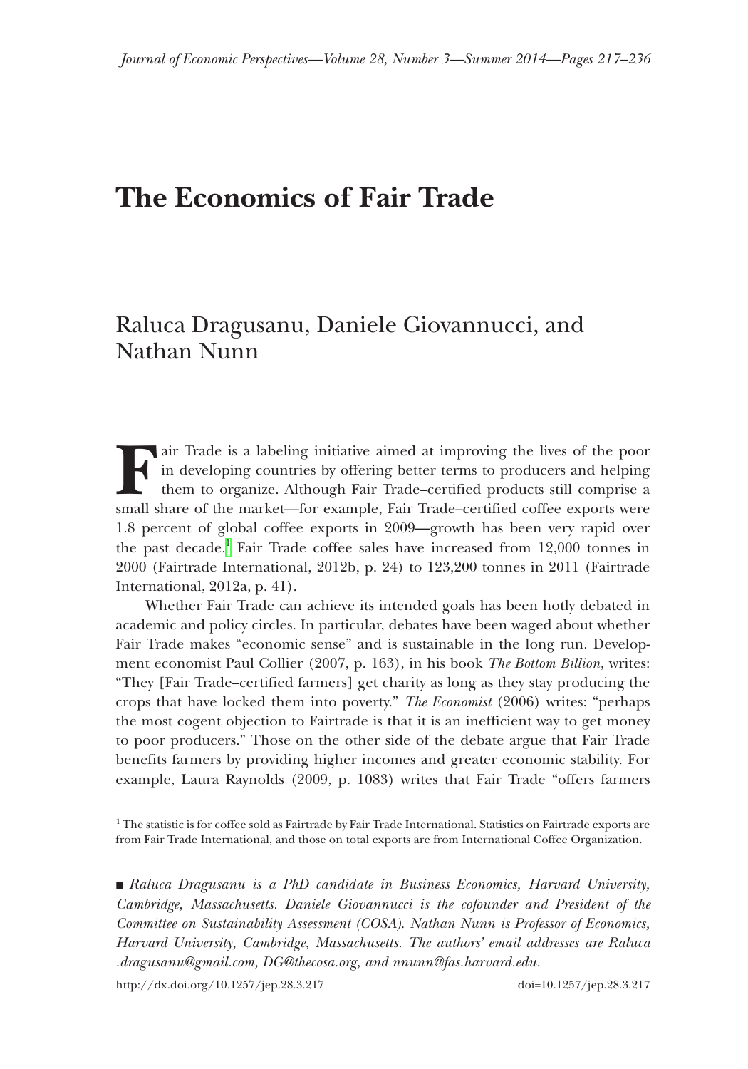# The Economics of Fair Trade

Raluca Dragusanu, Daniele Giovannucci, and Nathan Nunn

Fair Trade is a labeling initiative aimed at improving the lives of the poor in developing countries by offering better terms to producers and helping them to organize. Although Fair Trade–certified products still comprise a small share of the market—for example, Fair Trade–certified coffee exports were 1.8 percent of global coffee exports in 2009—growth has been very rapid over the past decade.[1] Fair Trade coffee sales have increased from 12,000 tonnes in 2000 (Fairtrade International, 2012b, p. 24) to 123,200 tonnes in 2011 (Fairtrade International, 2012a, p. 41).

Whether Fair Trade can achieve its intended goals has been hotly debated in academic and policy circles. In particular, debates have been waged about whether Fair Trade makes "economic sense" and is sustainable in the long run. Development economist Paul Collier (2007, p. 163), in his book *The Bottom Billion*, writes: "They [Fair Trade–certified farmers] get charity as long as they stay producing the crops that have locked them into poverty." *The Economist* (2006) writes: "perhaps the most cogent objection to Fairtrade is that it is an inefficient way to get money to poor producers." Those on the other side of the debate argue that Fair Trade benefits farmers by providing higher incomes and greater economic stability. For example, Laura Raynolds (2009, p. 1083) writes that Fair Trade "offers farmers

[1] The statistic is for coffee sold as Fairtrade by Fair Trade International. Statistics on Fairtrade exports are from Fair Trade International, and those on total exports are from International Coffee Organization.

■ *Raluca Dragusanu is a PhD candidate in Business Economics, Harvard University, Cambridge, Massachusetts. Daniele Giovannucci is the cofounder and President of the Committee on Sustainability Assessment (COSA). Nathan Nunn is Professor of Economics, Harvard University, Cambridge, Massachusetts. The authors' email addresses are Raluca.dragusanu@gmail.com, DG@thecosa.org, and nnunn@fas.harvard.edu.*

http://dx.doi.org/10.1257/jep.28.3.217 doi=10.1257/jep.28.3.217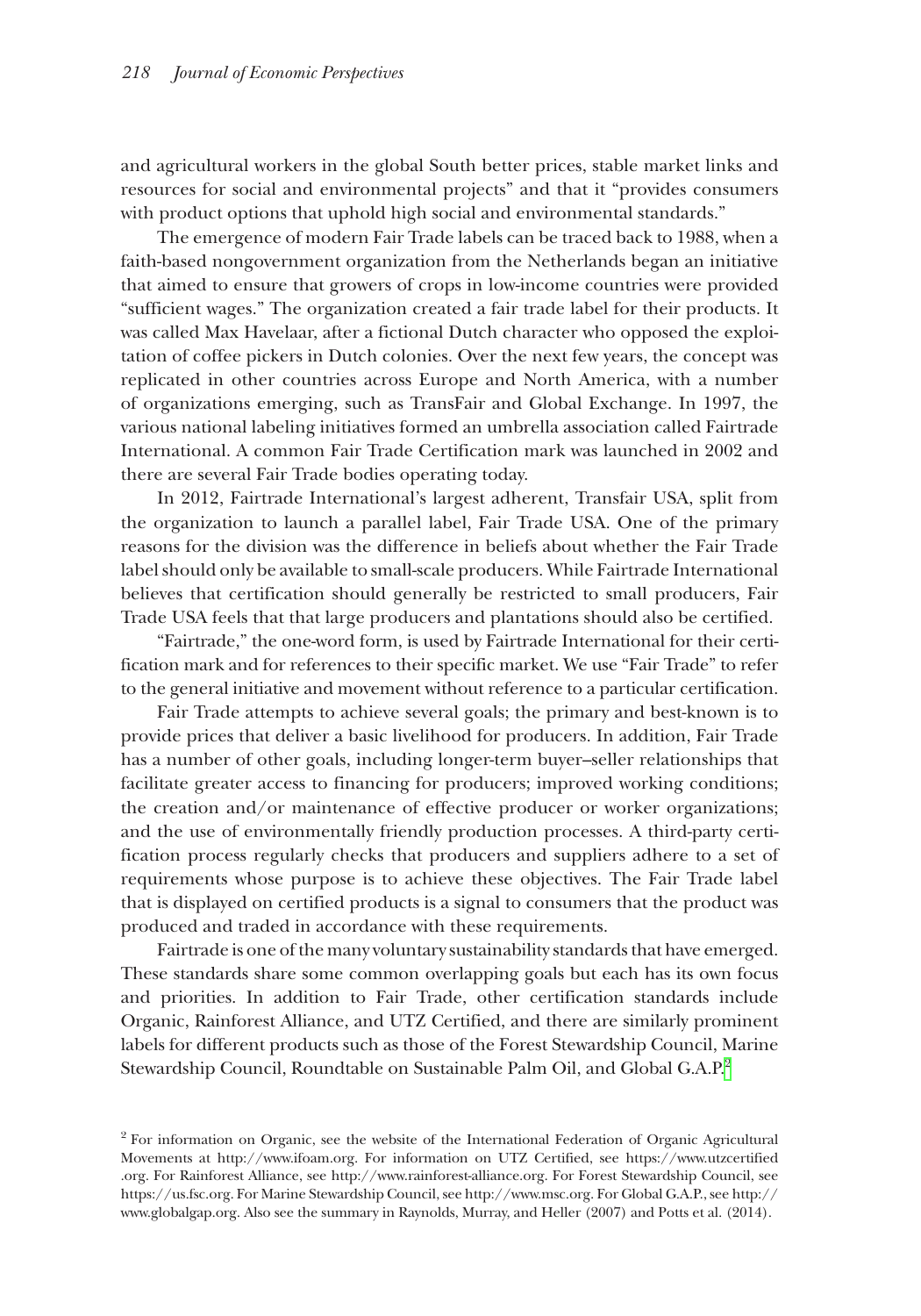and agricultural workers in the global South better prices, stable market links and resources for social and environmental projects" and that it "provides consumers with product options that uphold high social and environmental standards."

The emergence of modern Fair Trade labels can be traced back to 1988, when a faith-based nongovernment organization from the Netherlands began an initiative that aimed to ensure that growers of crops in low-income countries were provided "sufficient wages." The organization created a fair trade label for their products. It was called Max Havelaar, after a fictional Dutch character who opposed the exploitation of coffee pickers in Dutch colonies. Over the next few years, the concept was replicated in other countries across Europe and North America, with a number of organizations emerging, such as TransFair and Global Exchange. In 1997, the various national labeling initiatives formed an umbrella association called Fairtrade International. A common Fair Trade Certification mark was launched in 2002 and there are several Fair Trade bodies operating today.

In 2012, Fairtrade International's largest adherent, Transfair USA, split from the organization to launch a parallel label, Fair Trade USA. One of the primary reasons for the division was the difference in beliefs about whether the Fair Trade label should only be available to small-scale producers. While Fairtrade International believes that certification should generally be restricted to small producers, Fair Trade USA feels that that large producers and plantations should also be certified.

"Fairtrade," the one-word form, is used by Fairtrade International for their certification mark and for references to their specific market. We use "Fair Trade" to refer to the general initiative and movement without reference to a particular certification.

Fair Trade attempts to achieve several goals; the primary and best-known is to provide prices that deliver a basic livelihood for producers. In addition, Fair Trade has a number of other goals, including longer-term buyer–seller relationships that facilitate greater access to financing for producers; improved working conditions; the creation and/or maintenance of effective producer or worker organizations; and the use of environmentally friendly production processes. A third-party certification process regularly checks that producers and suppliers adhere to a set of requirements whose purpose is to achieve these objectives. The Fair Trade label that is displayed on certified products is a signal to consumers that the product was produced and traded in accordance with these requirements.

Fairtrade is one of the many voluntary sustainability standards that have emerged. These standards share some common overlapping goals but each has its own focus and priorities. In addition to Fair Trade, other certification standards include Organic, Rainforest Alliance, and UTZ Certified, and there are similarly prominent labels for different products such as those of the Forest Stewardship Council, Marine Stewardship Council, Roundtable on Sustainable Palm Oil, and Global G.A.P.[2]

[2] For information on Organic, see the website of the International Federation of Organic Agricultural Movements at http://www.ifoam.org. For information on UTZ Certified, see https://www.utzcertified.org. For Rainforest Alliance, see http://www.rainforest-alliance.org. For Forest Stewardship Council, see https://us.fsc.org. For Marine Stewardship Council, see http://www.msc.org. For Global G.A.P., see http://www.globalgap.org. Also see the summary in Raynolds, Murray, and Heller (2007) and Potts et al. (2014).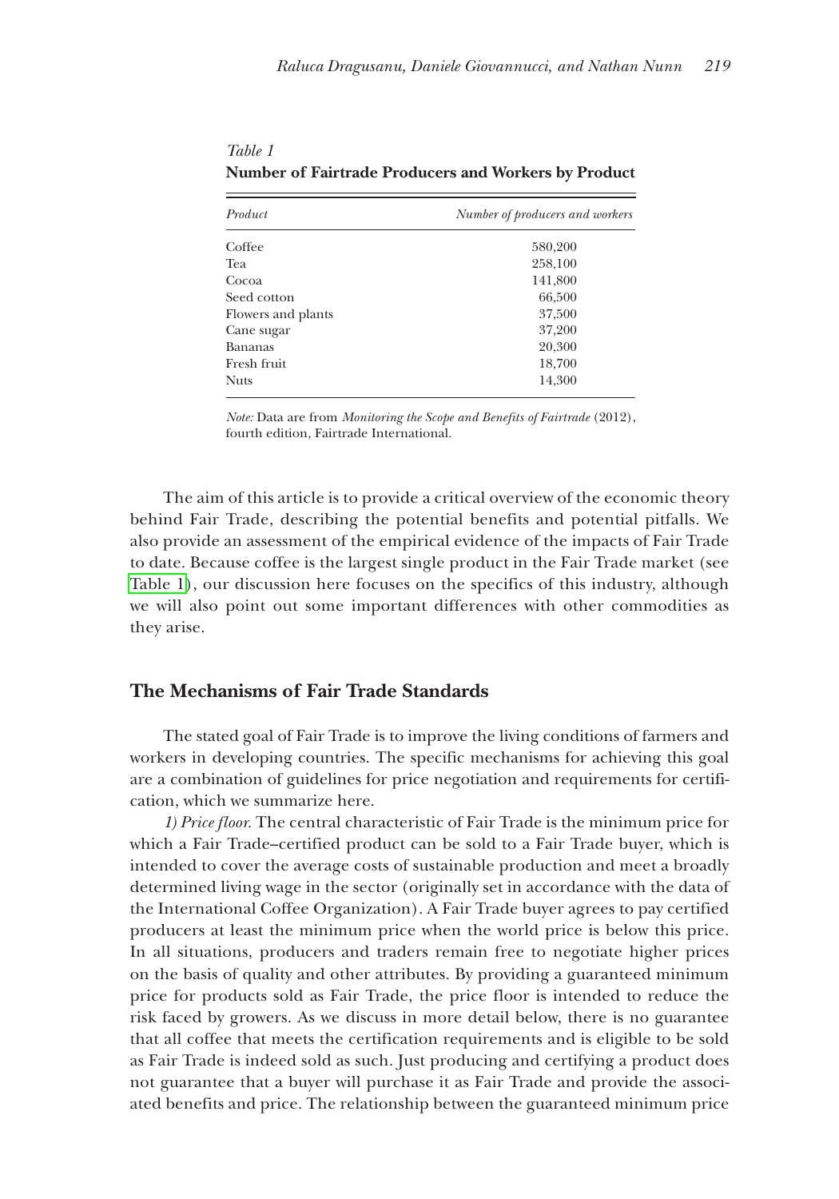*Table 1*
**Number of Fairtrade Producers and Workers by Product**

| *Product* | *Number of producers and workers* |
|---|---|
| Coffee | 580,200 |
| Tea | 258,100 |
| Cocoa | 141,800 |
| Seed cotton | 66,500 |
| Flowers and plants | 37,500 |
| Cane sugar | 37,200 |
| Bananas | 20,300 |
| Fresh fruit | 18,700 |
| Nuts | 14,300 |

*Note:* Data are from *Monitoring the Scope and Benefits of Fairtrade* (2012), fourth edition, Fairtrade International.

The aim of this article is to provide a critical overview of the economic theory behind Fair Trade, describing the potential benefits and potential pitfalls. We also provide an assessment of the empirical evidence of the impacts of Fair Trade to date. Because coffee is the largest single product in the Fair Trade market (see Table 1), our discussion here focuses on the specifics of this industry, although we will also point out some important differences with other commodities as they arise.

## The Mechanisms of Fair Trade Standards

The stated goal of Fair Trade is to improve the living conditions of farmers and workers in developing countries. The specific mechanisms for achieving this goal are a combination of guidelines for price negotiation and requirements for certification, which we summarize here.

*1) Price floor.* The central characteristic of Fair Trade is the minimum price for which a Fair Trade–certified product can be sold to a Fair Trade buyer, which is intended to cover the average costs of sustainable production and meet a broadly determined living wage in the sector (originally set in accordance with the data of the International Coffee Organization). A Fair Trade buyer agrees to pay certified producers at least the minimum price when the world price is below this price. In all situations, producers and traders remain free to negotiate higher prices on the basis of quality and other attributes. By providing a guaranteed minimum price for products sold as Fair Trade, the price floor is intended to reduce the risk faced by growers. As we discuss in more detail below, there is no guarantee that all coffee that meets the certification requirements and is eligible to be sold as Fair Trade is indeed sold as such. Just producing and certifying a product does not guarantee that a buyer will purchase it as Fair Trade and provide the associated benefits and price. The relationship between the guaranteed minimum price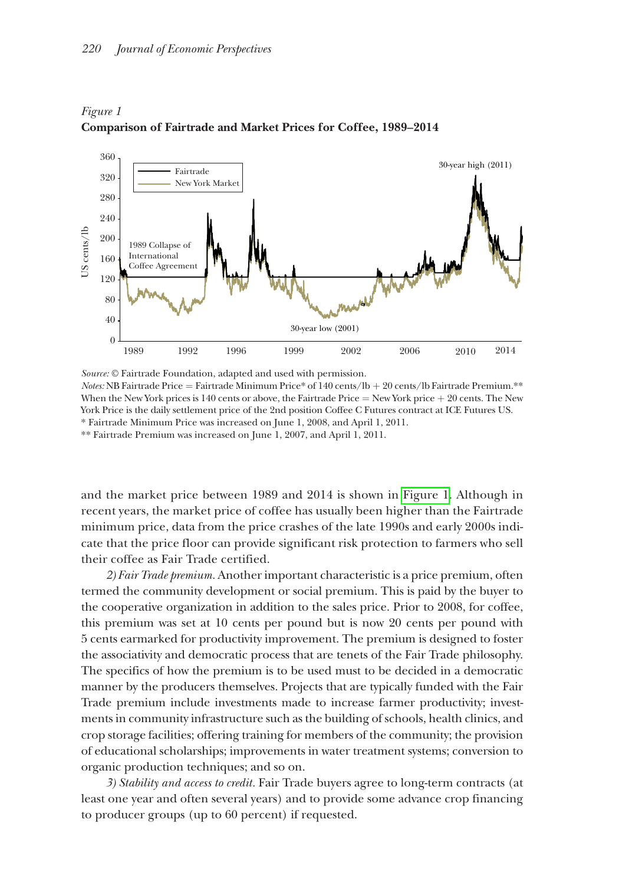*Figure 1*
**Comparison of Fairtrade and Market Prices for Coffee, 1989–2014**

*Source:* © Fairtrade Foundation, adapted and used with permission.
*Notes:* NB Fairtrade Price = Fairtrade Minimum Price* of 140 cents/lb + 20 cents/lb Fairtrade Premium.** When the New York prices is 140 cents or above, the Fairtrade Price = New York price + 20 cents. The New York Price is the daily settlement price of the 2nd position Coffee C Futures contract at ICE Futures US.
\* Fairtrade Minimum Price was increased on June 1, 2008, and April 1, 2011.
\*\* Fairtrade Premium was increased on June 1, 2007, and April 1, 2011.

and the market price between 1989 and 2014 is shown in Figure 1. Although in recent years, the market price of coffee has usually been higher than the Fairtrade minimum price, data from the price crashes of the late 1990s and early 2000s indicate that the price floor can provide significant risk protection to farmers who sell their coffee as Fair Trade certified.

*2) Fair Trade premium.* Another important characteristic is a price premium, often termed the community development or social premium. This is paid by the buyer to the cooperative organization in addition to the sales price. Prior to 2008, for coffee, this premium was set at 10 cents per pound but is now 20 cents per pound with 5 cents earmarked for productivity improvement. The premium is designed to foster the associativity and democratic process that are tenets of the Fair Trade philosophy. The specifics of how the premium is to be used must to be decided in a democratic manner by the producers themselves. Projects that are typically funded with the Fair Trade premium include investments made to increase farmer productivity; investments in community infrastructure such as the building of schools, health clinics, and crop storage facilities; offering training for members of the community; the provision of educational scholarships; improvements in water treatment systems; conversion to organic production techniques; and so on.

*3) Stability and access to credit.* Fair Trade buyers agree to long-term contracts (at least one year and often several years) and to provide some advance crop financing to producer groups (up to 60 percent) if requested.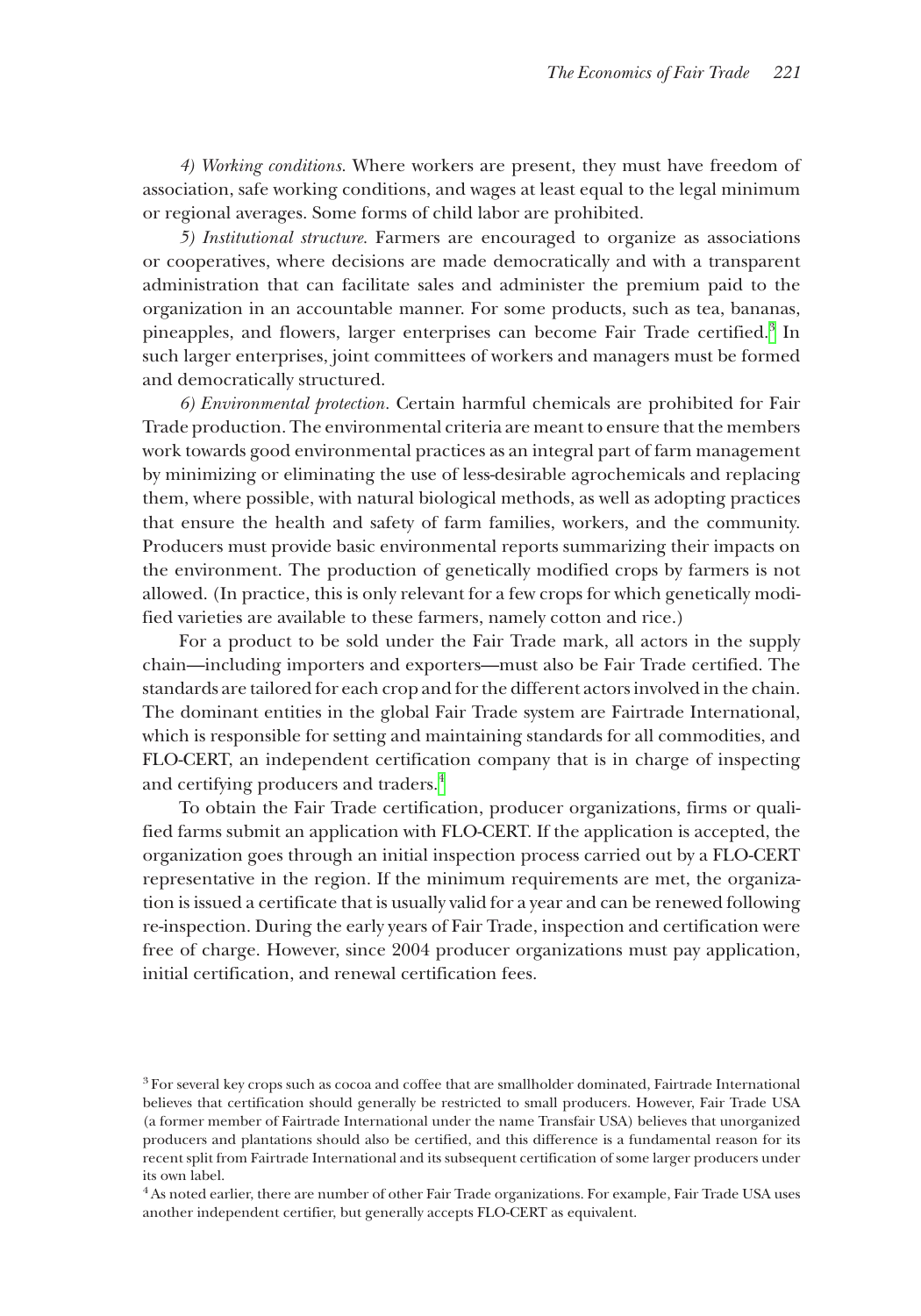*4) Working conditions.* Where workers are present, they must have freedom of association, safe working conditions, and wages at least equal to the legal minimum or regional averages. Some forms of child labor are prohibited.

*5) Institutional structure.* Farmers are encouraged to organize as associations or cooperatives, where decisions are made democratically and with a transparent administration that can facilitate sales and administer the premium paid to the organization in an accountable manner. For some products, such as tea, bananas, pineapples, and flowers, larger enterprises can become Fair Trade certified.[3] In such larger enterprises, joint committees of workers and managers must be formed and democratically structured.

*6) Environmental protection.* Certain harmful chemicals are prohibited for Fair Trade production. The environmental criteria are meant to ensure that the members work towards good environmental practices as an integral part of farm management by minimizing or eliminating the use of less-desirable agrochemicals and replacing them, where possible, with natural biological methods, as well as adopting practices that ensure the health and safety of farm families, workers, and the community. Producers must provide basic environmental reports summarizing their impacts on the environment. The production of genetically modified crops by farmers is not allowed. (In practice, this is only relevant for a few crops for which genetically modified varieties are available to these farmers, namely cotton and rice.)

For a product to be sold under the Fair Trade mark, all actors in the supply chain—including importers and exporters—must also be Fair Trade certified. The standards are tailored for each crop and for the different actors involved in the chain. The dominant entities in the global Fair Trade system are Fairtrade International, which is responsible for setting and maintaining standards for all commodities, and FLO-CERT, an independent certification company that is in charge of inspecting and certifying producers and traders.[4]

To obtain the Fair Trade certification, producer organizations, firms or qualified farms submit an application with FLO-CERT. If the application is accepted, the organization goes through an initial inspection process carried out by a FLO-CERT representative in the region. If the minimum requirements are met, the organization is issued a certificate that is usually valid for a year and can be renewed following re-inspection. During the early years of Fair Trade, inspection and certification were free of charge. However, since 2004 producer organizations must pay application, initial certification, and renewal certification fees.

---

[3] For several key crops such as cocoa and coffee that are smallholder dominated, Fairtrade International believes that certification should generally be restricted to small producers. However, Fair Trade USA (a former member of Fairtrade International under the name Transfair USA) believes that unorganized producers and plantations should also be certified, and this difference is a fundamental reason for its recent split from Fairtrade International and its subsequent certification of some larger producers under its own label.

[4] As noted earlier, there are number of other Fair Trade organizations. For example, Fair Trade USA uses another independent certifier, but generally accepts FLO-CERT as equivalent.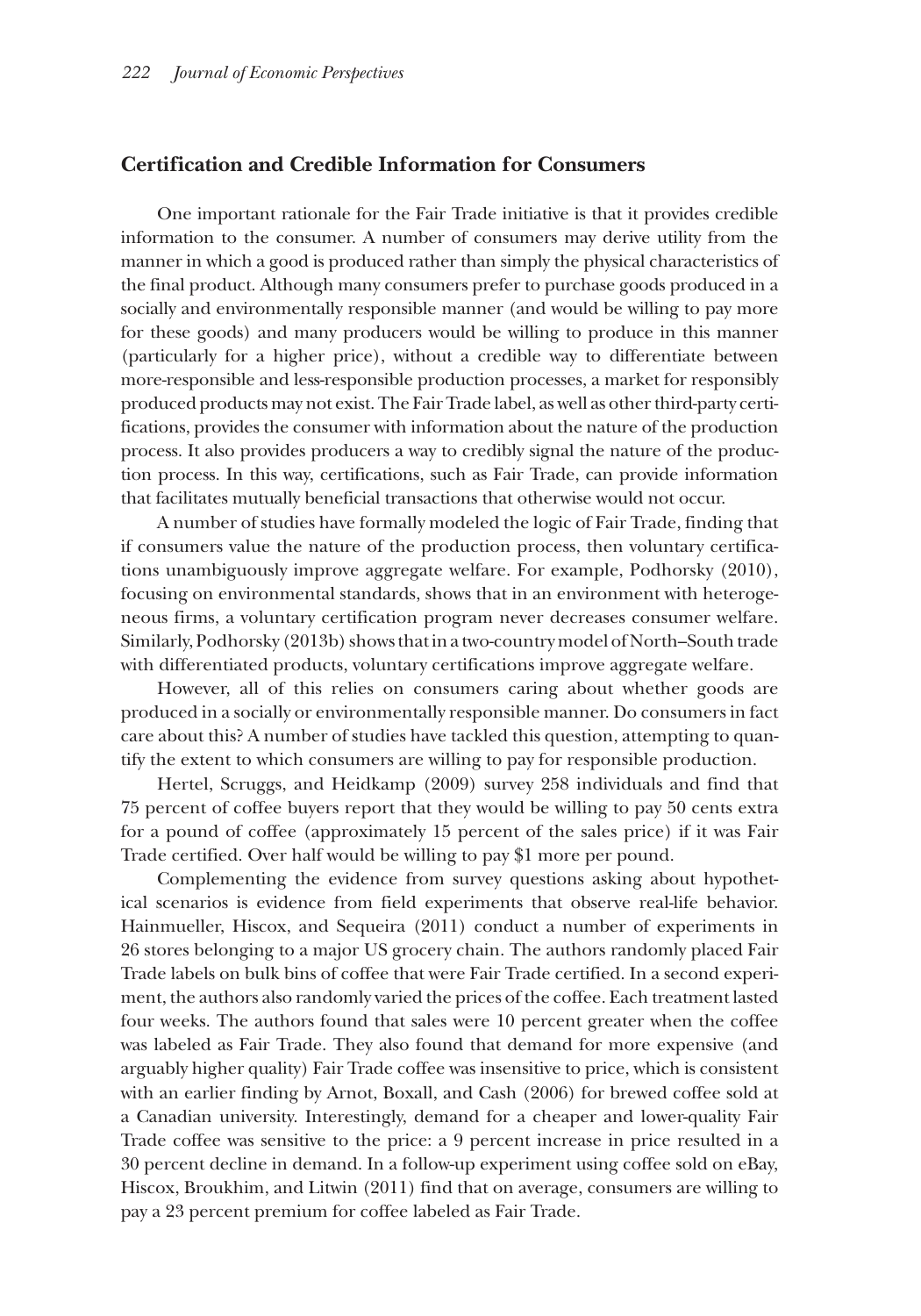## Certification and Credible Information for Consumers

One important rationale for the Fair Trade initiative is that it provides credible information to the consumer. A number of consumers may derive utility from the manner in which a good is produced rather than simply the physical characteristics of the final product. Although many consumers prefer to purchase goods produced in a socially and environmentally responsible manner (and would be willing to pay more for these goods) and many producers would be willing to produce in this manner (particularly for a higher price), without a credible way to differentiate between more-responsible and less-responsible production processes, a market for responsibly produced products may not exist. The Fair Trade label, as well as other third-party certifications, provides the consumer with information about the nature of the production process. It also provides producers a way to credibly signal the nature of the production process. In this way, certifications, such as Fair Trade, can provide information that facilitates mutually beneficial transactions that otherwise would not occur.

A number of studies have formally modeled the logic of Fair Trade, finding that if consumers value the nature of the production process, then voluntary certifications unambiguously improve aggregate welfare. For example, Podhorsky (2010), focusing on environmental standards, shows that in an environment with heterogeneous firms, a voluntary certification program never decreases consumer welfare. Similarly, Podhorsky (2013b) shows that in a two-country model of North–South trade with differentiated products, voluntary certifications improve aggregate welfare.

However, all of this relies on consumers caring about whether goods are produced in a socially or environmentally responsible manner. Do consumers in fact care about this? A number of studies have tackled this question, attempting to quantify the extent to which consumers are willing to pay for responsible production.

Hertel, Scruggs, and Heidkamp (2009) survey 258 individuals and find that 75 percent of coffee buyers report that they would be willing to pay 50 cents extra for a pound of coffee (approximately 15 percent of the sales price) if it was Fair Trade certified. Over half would be willing to pay $1 more per pound.

Complementing the evidence from survey questions asking about hypothetical scenarios is evidence from field experiments that observe real-life behavior. Hainmueller, Hiscox, and Sequeira (2011) conduct a number of experiments in 26 stores belonging to a major US grocery chain. The authors randomly placed Fair Trade labels on bulk bins of coffee that were Fair Trade certified. In a second experiment, the authors also randomly varied the prices of the coffee. Each treatment lasted four weeks. The authors found that sales were 10 percent greater when the coffee was labeled as Fair Trade. They also found that demand for more expensive (and arguably higher quality) Fair Trade coffee was insensitive to price, which is consistent with an earlier finding by Arnot, Boxall, and Cash (2006) for brewed coffee sold at a Canadian university. Interestingly, demand for a cheaper and lower-quality Fair Trade coffee was sensitive to the price: a 9 percent increase in price resulted in a 30 percent decline in demand. In a follow-up experiment using coffee sold on eBay, Hiscox, Broukhim, and Litwin (2011) find that on average, consumers are willing to pay a 23 percent premium for coffee labeled as Fair Trade.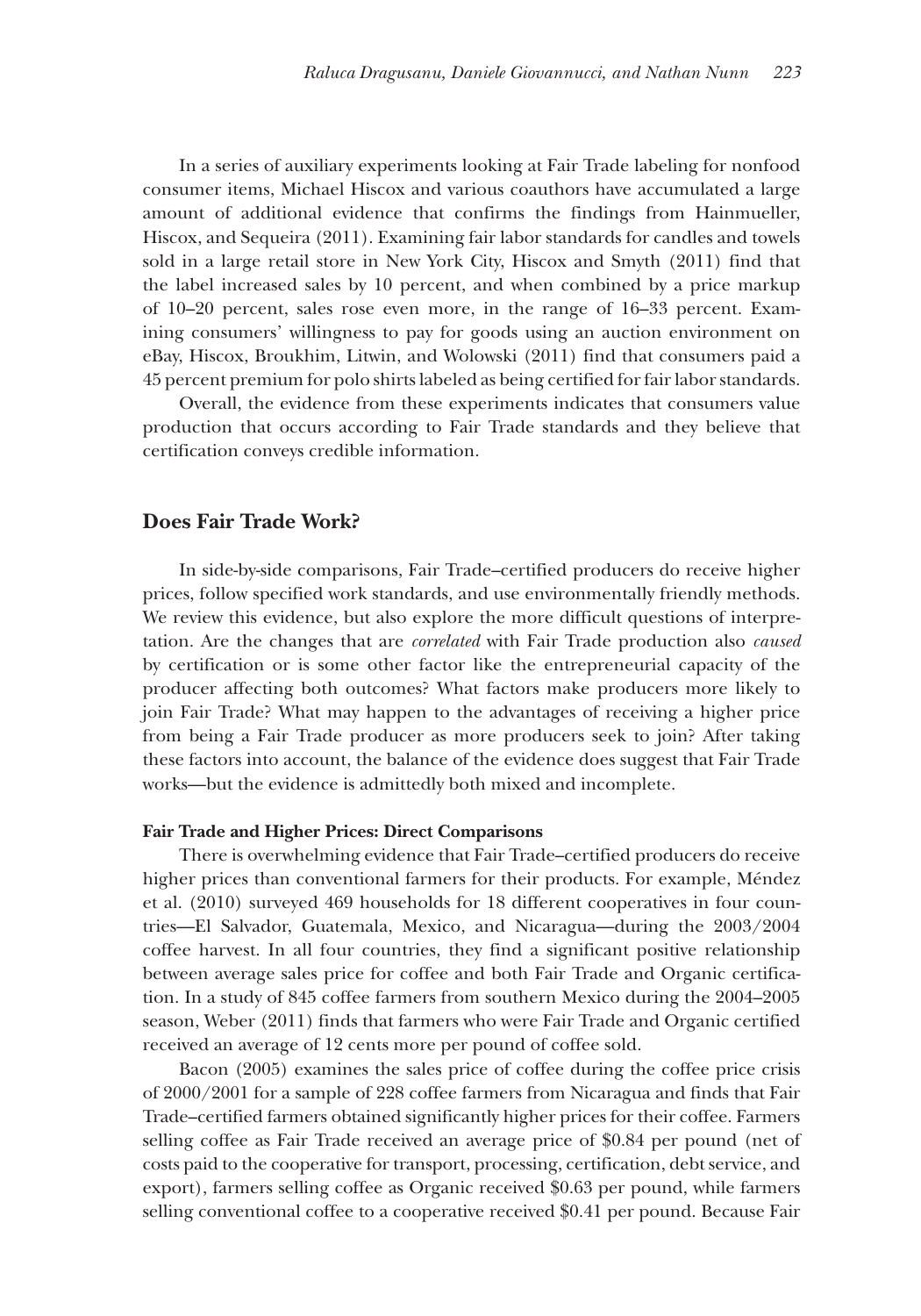In a series of auxiliary experiments looking at Fair Trade labeling for nonfood consumer items, Michael Hiscox and various coauthors have accumulated a large amount of additional evidence that confirms the findings from Hainmueller, Hiscox, and Sequeira (2011). Examining fair labor standards for candles and towels sold in a large retail store in New York City, Hiscox and Smyth (2011) find that the label increased sales by 10 percent, and when combined by a price markup of 10–20 percent, sales rose even more, in the range of 16–33 percent. Examining consumers' willingness to pay for goods using an auction environment on eBay, Hiscox, Broukhim, Litwin, and Wolowski (2011) find that consumers paid a 45 percent premium for polo shirts labeled as being certified for fair labor standards.

Overall, the evidence from these experiments indicates that consumers value production that occurs according to Fair Trade standards and they believe that certification conveys credible information.

## Does Fair Trade Work?

In side-by-side comparisons, Fair Trade–certified producers do receive higher prices, follow specified work standards, and use environmentally friendly methods. We review this evidence, but also explore the more difficult questions of interpretation. Are the changes that are *correlated* with Fair Trade production also *caused* by certification or is some other factor like the entrepreneurial capacity of the producer affecting both outcomes? What factors make producers more likely to join Fair Trade? What may happen to the advantages of receiving a higher price from being a Fair Trade producer as more producers seek to join? After taking these factors into account, the balance of the evidence does suggest that Fair Trade works—but the evidence is admittedly both mixed and incomplete.

### Fair Trade and Higher Prices: Direct Comparisons

There is overwhelming evidence that Fair Trade–certified producers do receive higher prices than conventional farmers for their products. For example, Méndez et al. (2010) surveyed 469 households for 18 different cooperatives in four countries—El Salvador, Guatemala, Mexico, and Nicaragua—during the 2003/2004 coffee harvest. In all four countries, they find a significant positive relationship between average sales price for coffee and both Fair Trade and Organic certification. In a study of 845 coffee farmers from southern Mexico during the 2004–2005 season, Weber (2011) finds that farmers who were Fair Trade and Organic certified received an average of 12 cents more per pound of coffee sold.

Bacon (2005) examines the sales price of coffee during the coffee price crisis of 2000/2001 for a sample of 228 coffee farmers from Nicaragua and finds that Fair Trade–certified farmers obtained significantly higher prices for their coffee. Farmers selling coffee as Fair Trade received an average price of $0.84 per pound (net of costs paid to the cooperative for transport, processing, certification, debt service, and export), farmers selling coffee as Organic received $0.63 per pound, while farmers selling conventional coffee to a cooperative received $0.41 per pound. Because Fair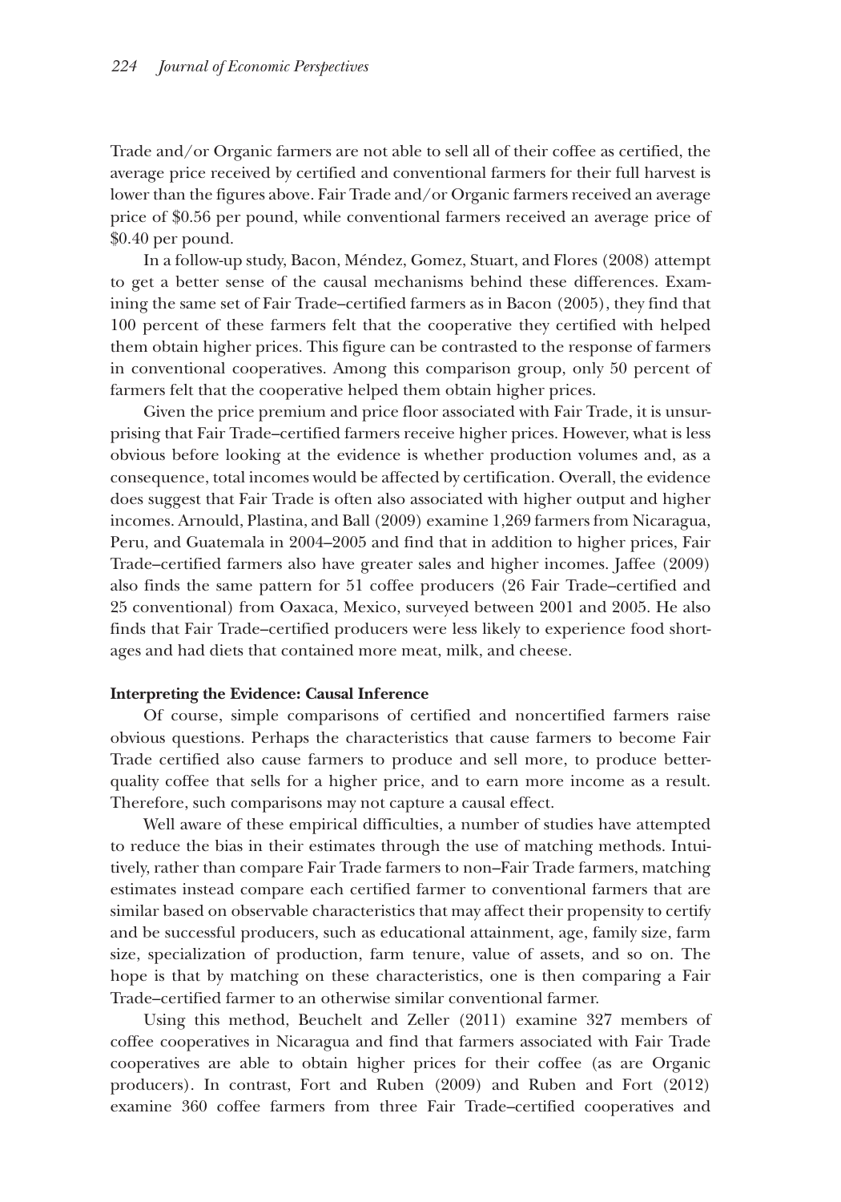Trade and/or Organic farmers are not able to sell all of their coffee as certified, the average price received by certified and conventional farmers for their full harvest is lower than the figures above. Fair Trade and/or Organic farmers received an average price of $0.56 per pound, while conventional farmers received an average price of $0.40 per pound.

In a follow-up study, Bacon, Méndez, Gomez, Stuart, and Flores (2008) attempt to get a better sense of the causal mechanisms behind these differences. Examining the same set of Fair Trade–certified farmers as in Bacon (2005), they find that 100 percent of these farmers felt that the cooperative they certified with helped them obtain higher prices. This figure can be contrasted to the response of farmers in conventional cooperatives. Among this comparison group, only 50 percent of farmers felt that the cooperative helped them obtain higher prices.

Given the price premium and price floor associated with Fair Trade, it is unsurprising that Fair Trade–certified farmers receive higher prices. However, what is less obvious before looking at the evidence is whether production volumes and, as a consequence, total incomes would be affected by certification. Overall, the evidence does suggest that Fair Trade is often also associated with higher output and higher incomes. Arnould, Plastina, and Ball (2009) examine 1,269 farmers from Nicaragua, Peru, and Guatemala in 2004–2005 and find that in addition to higher prices, Fair Trade–certified farmers also have greater sales and higher incomes. Jaffee (2009) also finds the same pattern for 51 coffee producers (26 Fair Trade–certified and 25 conventional) from Oaxaca, Mexico, surveyed between 2001 and 2005. He also finds that Fair Trade–certified producers were less likely to experience food shortages and had diets that contained more meat, milk, and cheese.

**Interpreting the Evidence: Causal Inference**

Of course, simple comparisons of certified and noncertified farmers raise obvious questions. Perhaps the characteristics that cause farmers to become Fair Trade certified also cause farmers to produce and sell more, to produce better-quality coffee that sells for a higher price, and to earn more income as a result. Therefore, such comparisons may not capture a causal effect.

Well aware of these empirical difficulties, a number of studies have attempted to reduce the bias in their estimates through the use of matching methods. Intuitively, rather than compare Fair Trade farmers to non–Fair Trade farmers, matching estimates instead compare each certified farmer to conventional farmers that are similar based on observable characteristics that may affect their propensity to certify and be successful producers, such as educational attainment, age, family size, farm size, specialization of production, farm tenure, value of assets, and so on. The hope is that by matching on these characteristics, one is then comparing a Fair Trade–certified farmer to an otherwise similar conventional farmer.

Using this method, Beuchelt and Zeller (2011) examine 327 members of coffee cooperatives in Nicaragua and find that farmers associated with Fair Trade cooperatives are able to obtain higher prices for their coffee (as are Organic producers). In contrast, Fort and Ruben (2009) and Ruben and Fort (2012) examine 360 coffee farmers from three Fair Trade–certified cooperatives and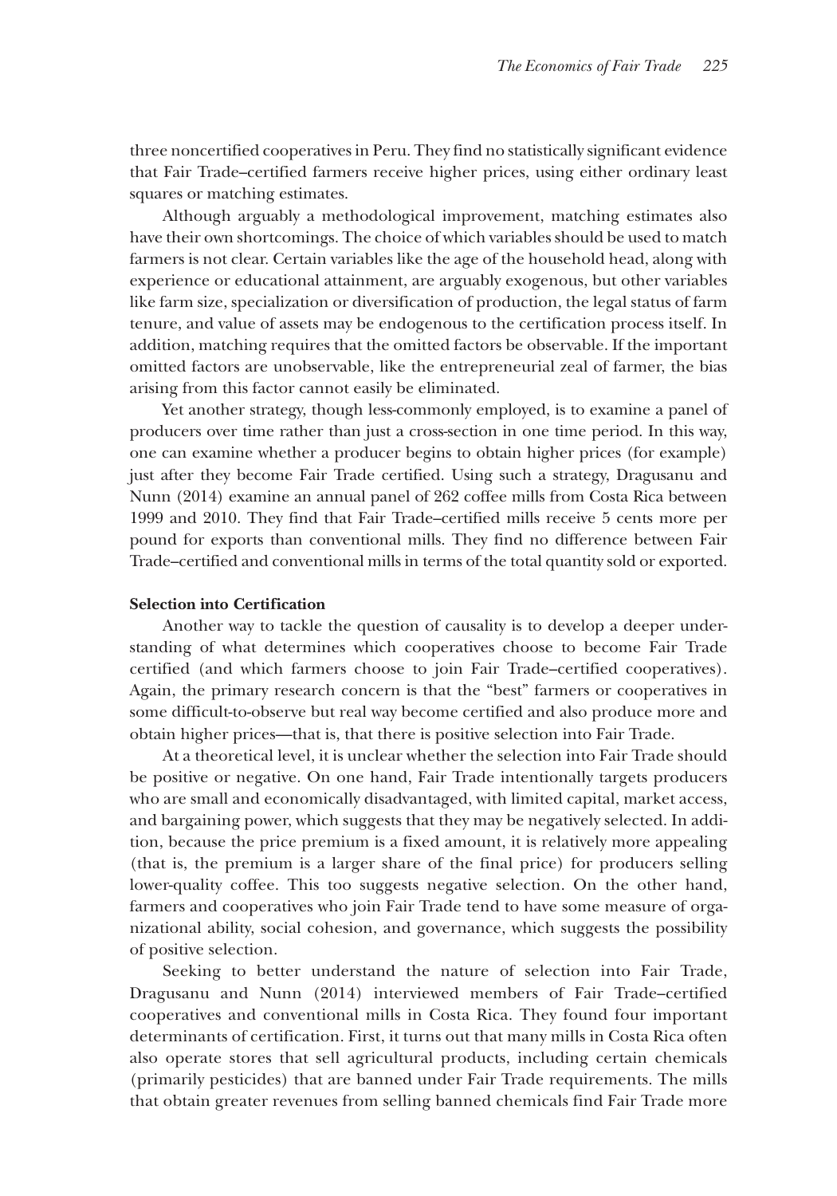three noncertified cooperatives in Peru. They find no statistically significant evidence that Fair Trade–certified farmers receive higher prices, using either ordinary least squares or matching estimates.

Although arguably a methodological improvement, matching estimates also have their own shortcomings. The choice of which variables should be used to match farmers is not clear. Certain variables like the age of the household head, along with experience or educational attainment, are arguably exogenous, but other variables like farm size, specialization or diversification of production, the legal status of farm tenure, and value of assets may be endogenous to the certification process itself. In addition, matching requires that the omitted factors be observable. If the important omitted factors are unobservable, like the entrepreneurial zeal of farmer, the bias arising from this factor cannot easily be eliminated.

Yet another strategy, though less-commonly employed, is to examine a panel of producers over time rather than just a cross-section in one time period. In this way, one can examine whether a producer begins to obtain higher prices (for example) just after they become Fair Trade certified. Using such a strategy, Dragusanu and Nunn (2014) examine an annual panel of 262 coffee mills from Costa Rica between 1999 and 2010. They find that Fair Trade–certified mills receive 5 cents more per pound for exports than conventional mills. They find no difference between Fair Trade–certified and conventional mills in terms of the total quantity sold or exported.

**Selection into Certification**

Another way to tackle the question of causality is to develop a deeper understanding of what determines which cooperatives choose to become Fair Trade certified (and which farmers choose to join Fair Trade–certified cooperatives). Again, the primary research concern is that the "best" farmers or cooperatives in some difficult-to-observe but real way become certified and also produce more and obtain higher prices—that is, that there is positive selection into Fair Trade.

At a theoretical level, it is unclear whether the selection into Fair Trade should be positive or negative. On one hand, Fair Trade intentionally targets producers who are small and economically disadvantaged, with limited capital, market access, and bargaining power, which suggests that they may be negatively selected. In addition, because the price premium is a fixed amount, it is relatively more appealing (that is, the premium is a larger share of the final price) for producers selling lower-quality coffee. This too suggests negative selection. On the other hand, farmers and cooperatives who join Fair Trade tend to have some measure of organizational ability, social cohesion, and governance, which suggests the possibility of positive selection.

Seeking to better understand the nature of selection into Fair Trade, Dragusanu and Nunn (2014) interviewed members of Fair Trade–certified cooperatives and conventional mills in Costa Rica. They found four important determinants of certification. First, it turns out that many mills in Costa Rica often also operate stores that sell agricultural products, including certain chemicals (primarily pesticides) that are banned under Fair Trade requirements. The mills that obtain greater revenues from selling banned chemicals find Fair Trade more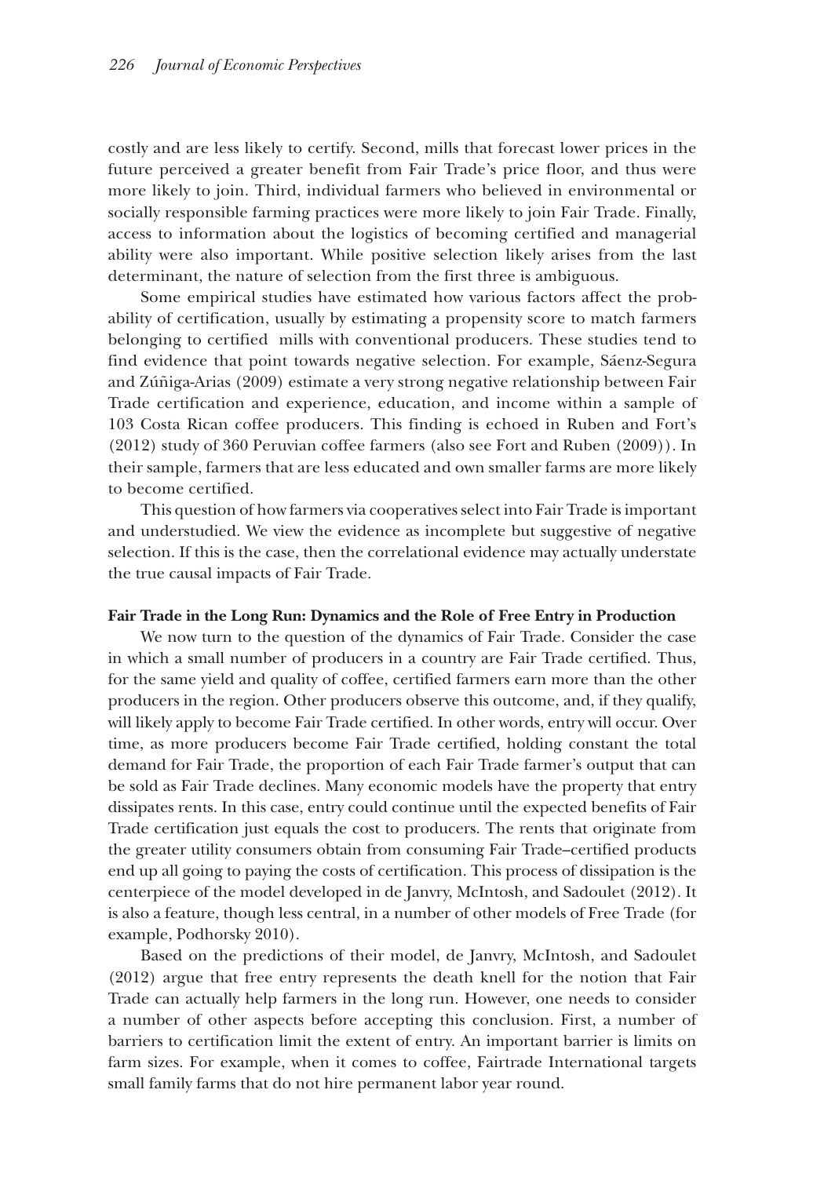costly and are less likely to certify. Second, mills that forecast lower prices in the future perceived a greater benefit from Fair Trade's price floor, and thus were more likely to join. Third, individual farmers who believed in environmental or socially responsible farming practices were more likely to join Fair Trade. Finally, access to information about the logistics of becoming certified and managerial ability were also important. While positive selection likely arises from the last determinant, the nature of selection from the first three is ambiguous.

Some empirical studies have estimated how various factors affect the probability of certification, usually by estimating a propensity score to match farmers belonging to certified mills with conventional producers. These studies tend to find evidence that point towards negative selection. For example, Sáenz-Segura and Zúñiga-Arias (2009) estimate a very strong negative relationship between Fair Trade certification and experience, education, and income within a sample of 103 Costa Rican coffee producers. This finding is echoed in Ruben and Fort's (2012) study of 360 Peruvian coffee farmers (also see Fort and Ruben (2009)). In their sample, farmers that are less educated and own smaller farms are more likely to become certified.

This question of how farmers via cooperatives select into Fair Trade is important and understudied. We view the evidence as incomplete but suggestive of negative selection. If this is the case, then the correlational evidence may actually understate the true causal impacts of Fair Trade.

**Fair Trade in the Long Run: Dynamics and the Role of Free Entry in Production**

We now turn to the question of the dynamics of Fair Trade. Consider the case in which a small number of producers in a country are Fair Trade certified. Thus, for the same yield and quality of coffee, certified farmers earn more than the other producers in the region. Other producers observe this outcome, and, if they qualify, will likely apply to become Fair Trade certified. In other words, entry will occur. Over time, as more producers become Fair Trade certified, holding constant the total demand for Fair Trade, the proportion of each Fair Trade farmer's output that can be sold as Fair Trade declines. Many economic models have the property that entry dissipates rents. In this case, entry could continue until the expected benefits of Fair Trade certification just equals the cost to producers. The rents that originate from the greater utility consumers obtain from consuming Fair Trade–certified products end up all going to paying the costs of certification. This process of dissipation is the centerpiece of the model developed in de Janvry, McIntosh, and Sadoulet (2012). It is also a feature, though less central, in a number of other models of Free Trade (for example, Podhorsky 2010).

Based on the predictions of their model, de Janvry, McIntosh, and Sadoulet (2012) argue that free entry represents the death knell for the notion that Fair Trade can actually help farmers in the long run. However, one needs to consider a number of other aspects before accepting this conclusion. First, a number of barriers to certification limit the extent of entry. An important barrier is limits on farm sizes. For example, when it comes to coffee, Fairtrade International targets small family farms that do not hire permanent labor year round.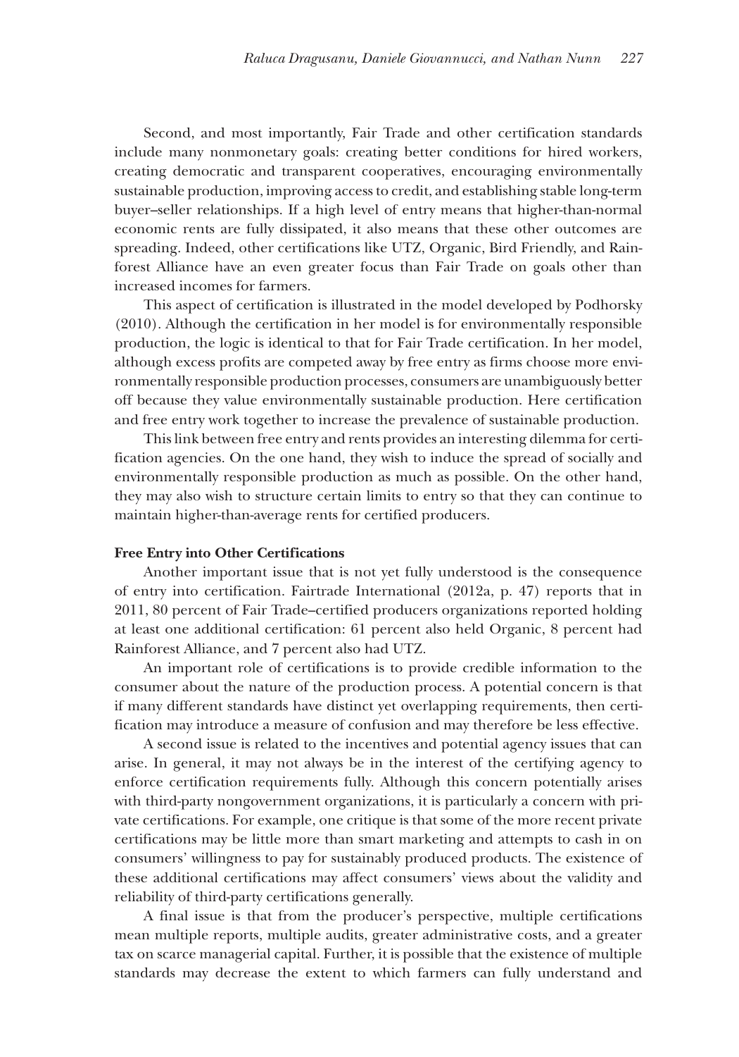Second, and most importantly, Fair Trade and other certification standards include many nonmonetary goals: creating better conditions for hired workers, creating democratic and transparent cooperatives, encouraging environmentally sustainable production, improving access to credit, and establishing stable long-term buyer–seller relationships. If a high level of entry means that higher-than-normal economic rents are fully dissipated, it also means that these other outcomes are spreading. Indeed, other certifications like UTZ, Organic, Bird Friendly, and Rainforest Alliance have an even greater focus than Fair Trade on goals other than increased incomes for farmers.

This aspect of certification is illustrated in the model developed by Podhorsky (2010). Although the certification in her model is for environmentally responsible production, the logic is identical to that for Fair Trade certification. In her model, although excess profits are competed away by free entry as firms choose more environmentally responsible production processes, consumers are unambiguously better off because they value environmentally sustainable production. Here certification and free entry work together to increase the prevalence of sustainable production.

This link between free entry and rents provides an interesting dilemma for certification agencies. On the one hand, they wish to induce the spread of socially and environmentally responsible production as much as possible. On the other hand, they may also wish to structure certain limits to entry so that they can continue to maintain higher-than-average rents for certified producers.

**Free Entry into Other Certifications**

Another important issue that is not yet fully understood is the consequence of entry into certification. Fairtrade International (2012a, p. 47) reports that in 2011, 80 percent of Fair Trade–certified producers organizations reported holding at least one additional certification: 61 percent also held Organic, 8 percent had Rainforest Alliance, and 7 percent also had UTZ.

An important role of certifications is to provide credible information to the consumer about the nature of the production process. A potential concern is that if many different standards have distinct yet overlapping requirements, then certification may introduce a measure of confusion and may therefore be less effective.

A second issue is related to the incentives and potential agency issues that can arise. In general, it may not always be in the interest of the certifying agency to enforce certification requirements fully. Although this concern potentially arises with third-party nongovernment organizations, it is particularly a concern with private certifications. For example, one critique is that some of the more recent private certifications may be little more than smart marketing and attempts to cash in on consumers' willingness to pay for sustainably produced products. The existence of these additional certifications may affect consumers' views about the validity and reliability of third-party certifications generally.

A final issue is that from the producer's perspective, multiple certifications mean multiple reports, multiple audits, greater administrative costs, and a greater tax on scarce managerial capital. Further, it is possible that the existence of multiple standards may decrease the extent to which farmers can fully understand and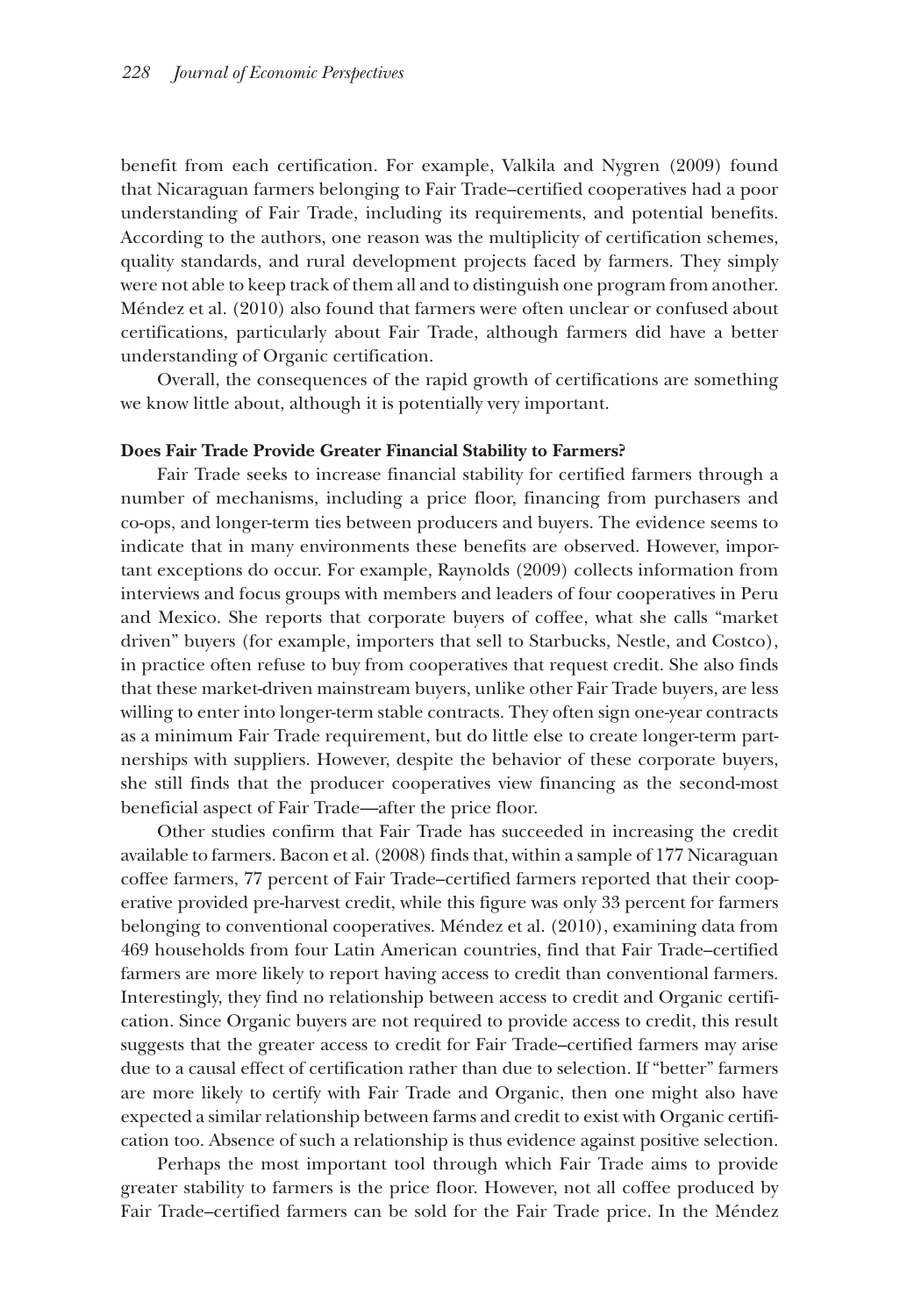benefit from each certification. For example, Valkila and Nygren (2009) found that Nicaraguan farmers belonging to Fair Trade–certified cooperatives had a poor understanding of Fair Trade, including its requirements, and potential benefits. According to the authors, one reason was the multiplicity of certification schemes, quality standards, and rural development projects faced by farmers. They simply were not able to keep track of them all and to distinguish one program from another. Méndez et al. (2010) also found that farmers were often unclear or confused about certifications, particularly about Fair Trade, although farmers did have a better understanding of Organic certification.

Overall, the consequences of the rapid growth of certifications are something we know little about, although it is potentially very important.

### Does Fair Trade Provide Greater Financial Stability to Farmers?

Fair Trade seeks to increase financial stability for certified farmers through a number of mechanisms, including a price floor, financing from purchasers and co-ops, and longer-term ties between producers and buyers. The evidence seems to indicate that in many environments these benefits are observed. However, important exceptions do occur. For example, Raynolds (2009) collects information from interviews and focus groups with members and leaders of four cooperatives in Peru and Mexico. She reports that corporate buyers of coffee, what she calls "market driven" buyers (for example, importers that sell to Starbucks, Nestle, and Costco), in practice often refuse to buy from cooperatives that request credit. She also finds that these market-driven mainstream buyers, unlike other Fair Trade buyers, are less willing to enter into longer-term stable contracts. They often sign one-year contracts as a minimum Fair Trade requirement, but do little else to create longer-term partnerships with suppliers. However, despite the behavior of these corporate buyers, she still finds that the producer cooperatives view financing as the second-most beneficial aspect of Fair Trade—after the price floor.

Other studies confirm that Fair Trade has succeeded in increasing the credit available to farmers. Bacon et al. (2008) finds that, within a sample of 177 Nicaraguan coffee farmers, 77 percent of Fair Trade–certified farmers reported that their cooperative provided pre-harvest credit, while this figure was only 33 percent for farmers belonging to conventional cooperatives. Méndez et al. (2010), examining data from 469 households from four Latin American countries, find that Fair Trade–certified farmers are more likely to report having access to credit than conventional farmers. Interestingly, they find no relationship between access to credit and Organic certification. Since Organic buyers are not required to provide access to credit, this result suggests that the greater access to credit for Fair Trade–certified farmers may arise due to a causal effect of certification rather than due to selection. If "better" farmers are more likely to certify with Fair Trade and Organic, then one might also have expected a similar relationship between farms and credit to exist with Organic certification too. Absence of such a relationship is thus evidence against positive selection.

Perhaps the most important tool through which Fair Trade aims to provide greater stability to farmers is the price floor. However, not all coffee produced by Fair Trade–certified farmers can be sold for the Fair Trade price. In the Méndez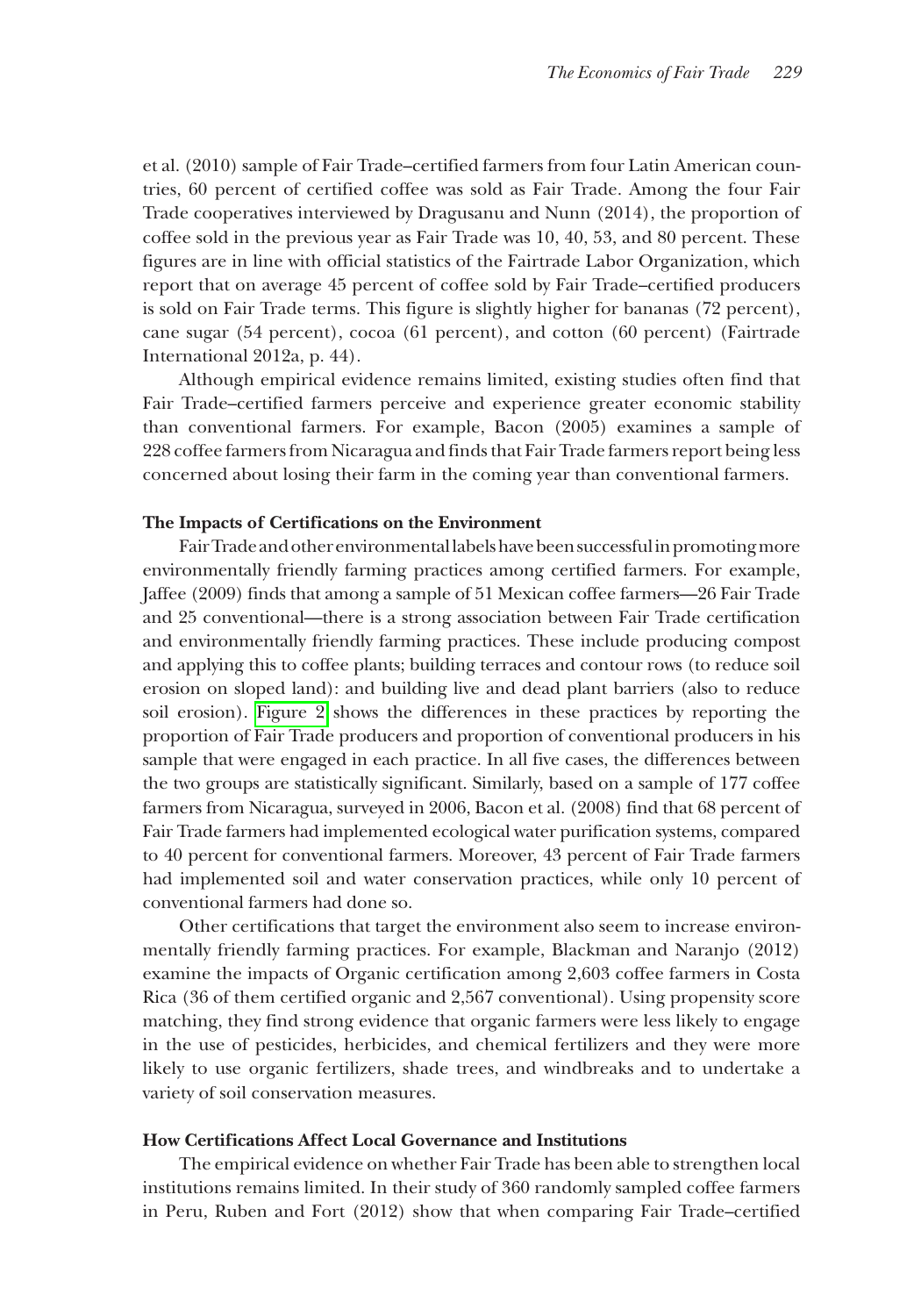et al. (2010) sample of Fair Trade–certified farmers from four Latin American countries, 60 percent of certified coffee was sold as Fair Trade. Among the four Fair Trade cooperatives interviewed by Dragusanu and Nunn (2014), the proportion of coffee sold in the previous year as Fair Trade was 10, 40, 53, and 80 percent. These figures are in line with official statistics of the Fairtrade Labor Organization, which report that on average 45 percent of coffee sold by Fair Trade–certified producers is sold on Fair Trade terms. This figure is slightly higher for bananas (72 percent), cane sugar (54 percent), cocoa (61 percent), and cotton (60 percent) (Fairtrade International 2012a, p. 44).

Although empirical evidence remains limited, existing studies often find that Fair Trade–certified farmers perceive and experience greater economic stability than conventional farmers. For example, Bacon (2005) examines a sample of 228 coffee farmers from Nicaragua and finds that Fair Trade farmers report being less concerned about losing their farm in the coming year than conventional farmers.

### The Impacts of Certifications on the Environment

Fair Trade and other environmental labels have been successful in promoting more environmentally friendly farming practices among certified farmers. For example, Jaffee (2009) finds that among a sample of 51 Mexican coffee farmers—26 Fair Trade and 25 conventional—there is a strong association between Fair Trade certification and environmentally friendly farming practices. These include producing compost and applying this to coffee plants; building terraces and contour rows (to reduce soil erosion on sloped land): and building live and dead plant barriers (also to reduce soil erosion). Figure 2 shows the differences in these practices by reporting the proportion of Fair Trade producers and proportion of conventional producers in his sample that were engaged in each practice. In all five cases, the differences between the two groups are statistically significant. Similarly, based on a sample of 177 coffee farmers from Nicaragua, surveyed in 2006, Bacon et al. (2008) find that 68 percent of Fair Trade farmers had implemented ecological water purification systems, compared to 40 percent for conventional farmers. Moreover, 43 percent of Fair Trade farmers had implemented soil and water conservation practices, while only 10 percent of conventional farmers had done so.

Other certifications that target the environment also seem to increase environmentally friendly farming practices. For example, Blackman and Naranjo (2012) examine the impacts of Organic certification among 2,603 coffee farmers in Costa Rica (36 of them certified organic and 2,567 conventional). Using propensity score matching, they find strong evidence that organic farmers were less likely to engage in the use of pesticides, herbicides, and chemical fertilizers and they were more likely to use organic fertilizers, shade trees, and windbreaks and to undertake a variety of soil conservation measures.

### How Certifications Affect Local Governance and Institutions

The empirical evidence on whether Fair Trade has been able to strengthen local institutions remains limited. In their study of 360 randomly sampled coffee farmers in Peru, Ruben and Fort (2012) show that when comparing Fair Trade–certified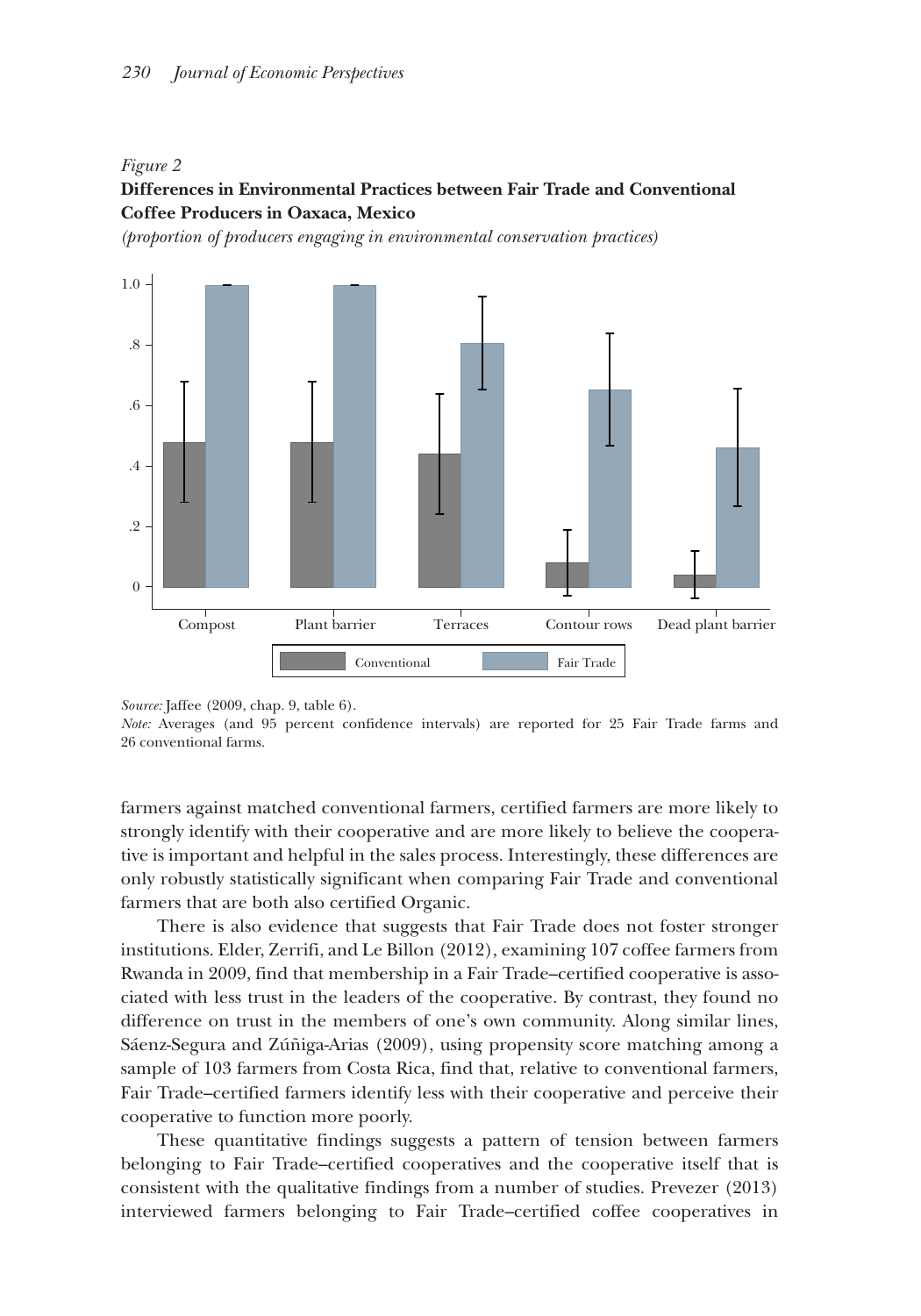*Figure 2*

**Differences in Environmental Practices between Fair Trade and Conventional Coffee Producers in Oaxaca, Mexico**

*(proportion of producers engaging in environmental conservation practices)*

*Source:* Jaffee (2009, chap. 9, table 6).

*Note:* Averages (and 95 percent confidence intervals) are reported for 25 Fair Trade farms and 26 conventional farms.

farmers against matched conventional farmers, certified farmers are more likely to strongly identify with their cooperative and are more likely to believe the cooperative is important and helpful in the sales process. Interestingly, these differences are only robustly statistically significant when comparing Fair Trade and conventional farmers that are both also certified Organic.

There is also evidence that suggests that Fair Trade does not foster stronger institutions. Elder, Zerrifi, and Le Billon (2012), examining 107 coffee farmers from Rwanda in 2009, find that membership in a Fair Trade–certified cooperative is associated with less trust in the leaders of the cooperative. By contrast, they found no difference on trust in the members of one's own community. Along similar lines, Sáenz-Segura and Zúñiga-Arias (2009), using propensity score matching among a sample of 103 farmers from Costa Rica, find that, relative to conventional farmers, Fair Trade–certified farmers identify less with their cooperative and perceive their cooperative to function more poorly.

These quantitative findings suggests a pattern of tension between farmers belonging to Fair Trade–certified cooperatives and the cooperative itself that is consistent with the qualitative findings from a number of studies. Prevezer (2013) interviewed farmers belonging to Fair Trade–certified coffee cooperatives in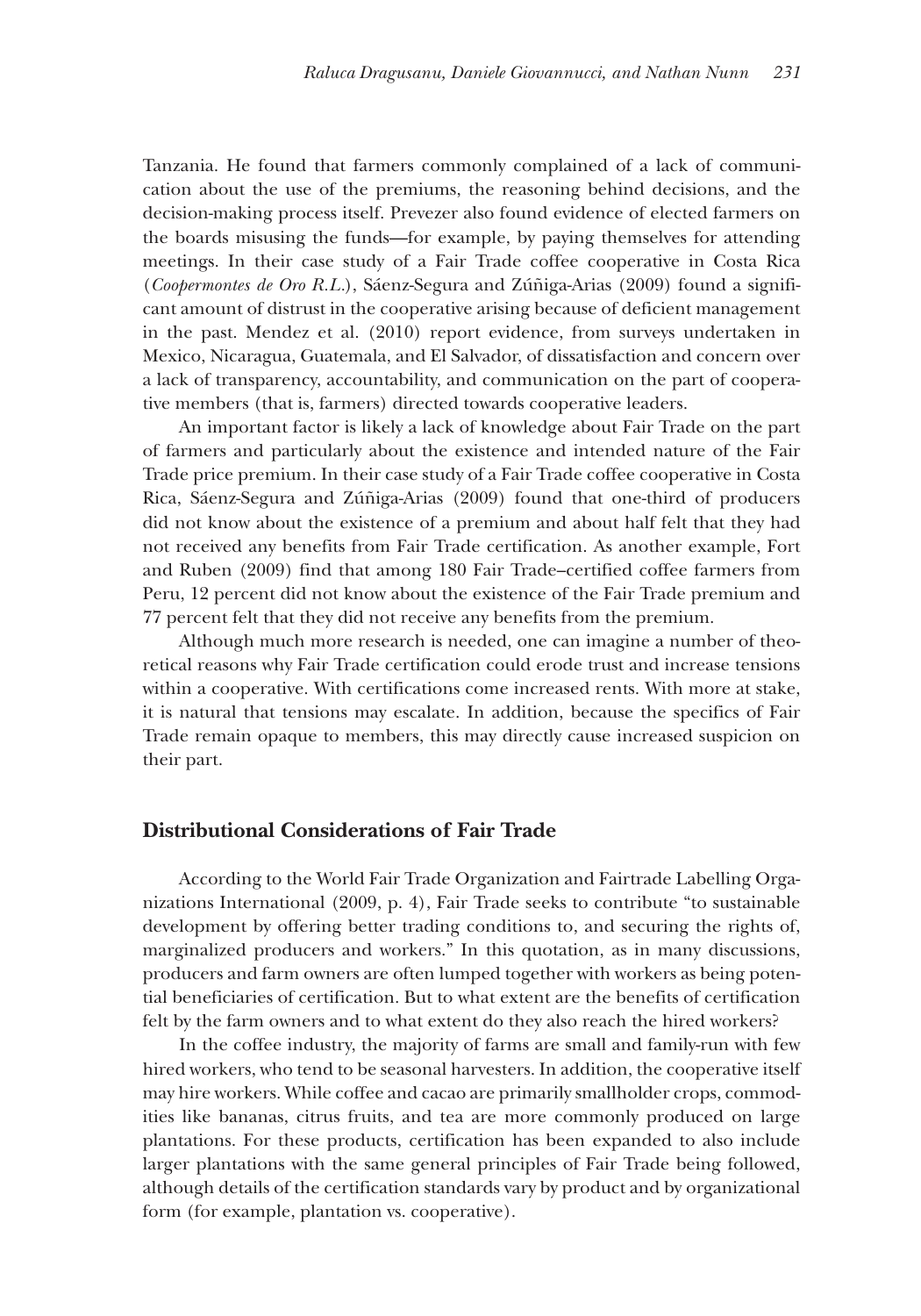Tanzania. He found that farmers commonly complained of a lack of communication about the use of the premiums, the reasoning behind decisions, and the decision-making process itself. Prevezer also found evidence of elected farmers on the boards misusing the funds—for example, by paying themselves for attending meetings. In their case study of a Fair Trade coffee cooperative in Costa Rica (*Coopermontes de Oro R.L.*), Sáenz-Segura and Zúñiga-Arias (2009) found a significant amount of distrust in the cooperative arising because of deficient management in the past. Mendez et al. (2010) report evidence, from surveys undertaken in Mexico, Nicaragua, Guatemala, and El Salvador, of dissatisfaction and concern over a lack of transparency, accountability, and communication on the part of cooperative members (that is, farmers) directed towards cooperative leaders.

An important factor is likely a lack of knowledge about Fair Trade on the part of farmers and particularly about the existence and intended nature of the Fair Trade price premium. In their case study of a Fair Trade coffee cooperative in Costa Rica, Sáenz-Segura and Zúñiga-Arias (2009) found that one-third of producers did not know about the existence of a premium and about half felt that they had not received any benefits from Fair Trade certification. As another example, Fort and Ruben (2009) find that among 180 Fair Trade–certified coffee farmers from Peru, 12 percent did not know about the existence of the Fair Trade premium and 77 percent felt that they did not receive any benefits from the premium.

Although much more research is needed, one can imagine a number of theoretical reasons why Fair Trade certification could erode trust and increase tensions within a cooperative. With certifications come increased rents. With more at stake, it is natural that tensions may escalate. In addition, because the specifics of Fair Trade remain opaque to members, this may directly cause increased suspicion on their part.

## Distributional Considerations of Fair Trade

According to the World Fair Trade Organization and Fairtrade Labelling Organizations International (2009, p. 4), Fair Trade seeks to contribute "to sustainable development by offering better trading conditions to, and securing the rights of, marginalized producers and workers." In this quotation, as in many discussions, producers and farm owners are often lumped together with workers as being potential beneficiaries of certification. But to what extent are the benefits of certification felt by the farm owners and to what extent do they also reach the hired workers?

In the coffee industry, the majority of farms are small and family-run with few hired workers, who tend to be seasonal harvesters. In addition, the cooperative itself may hire workers. While coffee and cacao are primarily smallholder crops, commodities like bananas, citrus fruits, and tea are more commonly produced on large plantations. For these products, certification has been expanded to also include larger plantations with the same general principles of Fair Trade being followed, although details of the certification standards vary by product and by organizational form (for example, plantation vs. cooperative).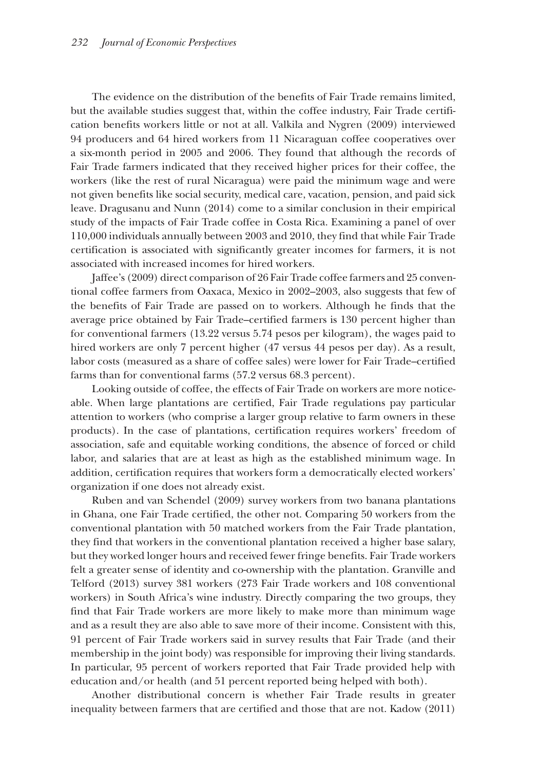The evidence on the distribution of the benefits of Fair Trade remains limited, but the available studies suggest that, within the coffee industry, Fair Trade certification benefits workers little or not at all. Valkila and Nygren (2009) interviewed 94 producers and 64 hired workers from 11 Nicaraguan coffee cooperatives over a six-month period in 2005 and 2006. They found that although the records of Fair Trade farmers indicated that they received higher prices for their coffee, the workers (like the rest of rural Nicaragua) were paid the minimum wage and were not given benefits like social security, medical care, vacation, pension, and paid sick leave. Dragusanu and Nunn (2014) come to a similar conclusion in their empirical study of the impacts of Fair Trade coffee in Costa Rica. Examining a panel of over 110,000 individuals annually between 2003 and 2010, they find that while Fair Trade certification is associated with significantly greater incomes for farmers, it is not associated with increased incomes for hired workers.

Jaffee's (2009) direct comparison of 26 Fair Trade coffee farmers and 25 conventional coffee farmers from Oaxaca, Mexico in 2002–2003, also suggests that few of the benefits of Fair Trade are passed on to workers. Although he finds that the average price obtained by Fair Trade–certified farmers is 130 percent higher than for conventional farmers (13.22 versus 5.74 pesos per kilogram), the wages paid to hired workers are only 7 percent higher (47 versus 44 pesos per day). As a result, labor costs (measured as a share of coffee sales) were lower for Fair Trade–certified farms than for conventional farms (57.2 versus 68.3 percent).

Looking outside of coffee, the effects of Fair Trade on workers are more noticeable. When large plantations are certified, Fair Trade regulations pay particular attention to workers (who comprise a larger group relative to farm owners in these products). In the case of plantations, certification requires workers' freedom of association, safe and equitable working conditions, the absence of forced or child labor, and salaries that are at least as high as the established minimum wage. In addition, certification requires that workers form a democratically elected workers' organization if one does not already exist.

Ruben and van Schendel (2009) survey workers from two banana plantations in Ghana, one Fair Trade certified, the other not. Comparing 50 workers from the conventional plantation with 50 matched workers from the Fair Trade plantation, they find that workers in the conventional plantation received a higher base salary, but they worked longer hours and received fewer fringe benefits. Fair Trade workers felt a greater sense of identity and co-ownership with the plantation. Granville and Telford (2013) survey 381 workers (273 Fair Trade workers and 108 conventional workers) in South Africa's wine industry. Directly comparing the two groups, they find that Fair Trade workers are more likely to make more than minimum wage and as a result they are also able to save more of their income. Consistent with this, 91 percent of Fair Trade workers said in survey results that Fair Trade (and their membership in the joint body) was responsible for improving their living standards. In particular, 95 percent of workers reported that Fair Trade provided help with education and/or health (and 51 percent reported being helped with both).

Another distributional concern is whether Fair Trade results in greater inequality between farmers that are certified and those that are not. Kadow (2011)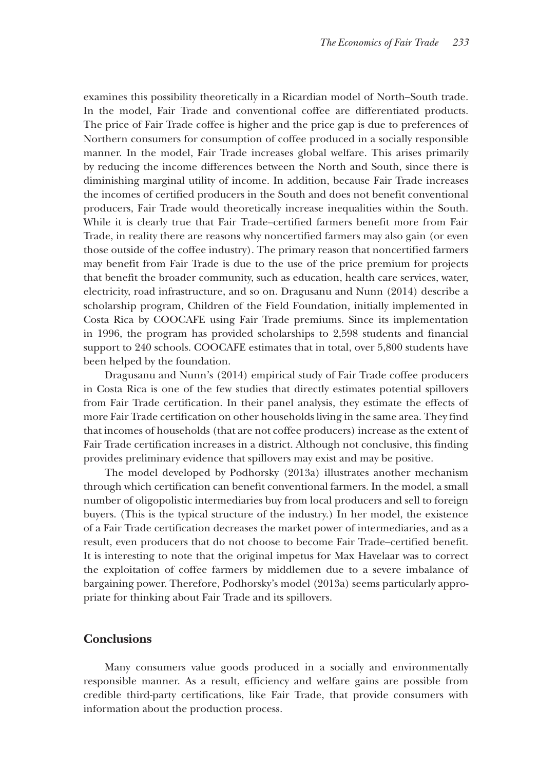examines this possibility theoretically in a Ricardian model of North–South trade. In the model, Fair Trade and conventional coffee are differentiated products. The price of Fair Trade coffee is higher and the price gap is due to preferences of Northern consumers for consumption of coffee produced in a socially responsible manner. In the model, Fair Trade increases global welfare. This arises primarily by reducing the income differences between the North and South, since there is diminishing marginal utility of income. In addition, because Fair Trade increases the incomes of certified producers in the South and does not benefit conventional producers, Fair Trade would theoretically increase inequalities within the South. While it is clearly true that Fair Trade–certified farmers benefit more from Fair Trade, in reality there are reasons why noncertified farmers may also gain (or even those outside of the coffee industry). The primary reason that noncertified farmers may benefit from Fair Trade is due to the use of the price premium for projects that benefit the broader community, such as education, health care services, water, electricity, road infrastructure, and so on. Dragusanu and Nunn (2014) describe a scholarship program, Children of the Field Foundation, initially implemented in Costa Rica by COOCAFE using Fair Trade premiums. Since its implementation in 1996, the program has provided scholarships to 2,598 students and financial support to 240 schools. COOCAFE estimates that in total, over 5,800 students have been helped by the foundation.

Dragusanu and Nunn's (2014) empirical study of Fair Trade coffee producers in Costa Rica is one of the few studies that directly estimates potential spillovers from Fair Trade certification. In their panel analysis, they estimate the effects of more Fair Trade certification on other households living in the same area. They find that incomes of households (that are not coffee producers) increase as the extent of Fair Trade certification increases in a district. Although not conclusive, this finding provides preliminary evidence that spillovers may exist and may be positive.

The model developed by Podhorsky (2013a) illustrates another mechanism through which certification can benefit conventional farmers. In the model, a small number of oligopolistic intermediaries buy from local producers and sell to foreign buyers. (This is the typical structure of the industry.) In her model, the existence of a Fair Trade certification decreases the market power of intermediaries, and as a result, even producers that do not choose to become Fair Trade–certified benefit. It is interesting to note that the original impetus for Max Havelaar was to correct the exploitation of coffee farmers by middlemen due to a severe imbalance of bargaining power. Therefore, Podhorsky's model (2013a) seems particularly appropriate for thinking about Fair Trade and its spillovers.

## Conclusions

Many consumers value goods produced in a socially and environmentally responsible manner. As a result, efficiency and welfare gains are possible from credible third-party certifications, like Fair Trade, that provide consumers with information about the production process.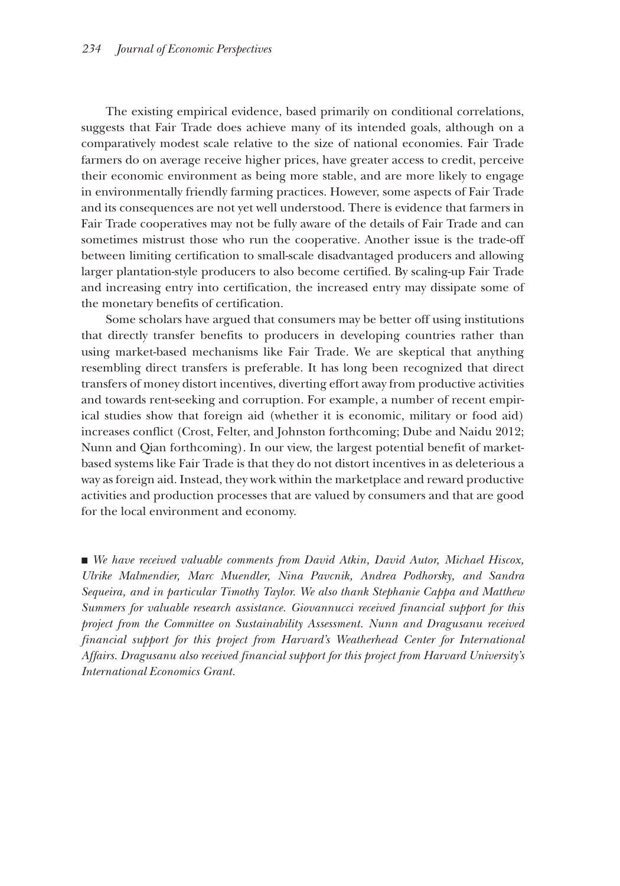The existing empirical evidence, based primarily on conditional correlations, suggests that Fair Trade does achieve many of its intended goals, although on a comparatively modest scale relative to the size of national economies. Fair Trade farmers do on average receive higher prices, have greater access to credit, perceive their economic environment as being more stable, and are more likely to engage in environmentally friendly farming practices. However, some aspects of Fair Trade and its consequences are not yet well understood. There is evidence that farmers in Fair Trade cooperatives may not be fully aware of the details of Fair Trade and can sometimes mistrust those who run the cooperative. Another issue is the trade-off between limiting certification to small-scale disadvantaged producers and allowing larger plantation-style producers to also become certified. By scaling-up Fair Trade and increasing entry into certification, the increased entry may dissipate some of the monetary benefits of certification.

Some scholars have argued that consumers may be better off using institutions that directly transfer benefits to producers in developing countries rather than using market-based mechanisms like Fair Trade. We are skeptical that anything resembling direct transfers is preferable. It has long been recognized that direct transfers of money distort incentives, diverting effort away from productive activities and towards rent-seeking and corruption. For example, a number of recent empirical studies show that foreign aid (whether it is economic, military or food aid) increases conflict (Crost, Felter, and Johnston forthcoming; Dube and Naidu 2012; Nunn and Qian forthcoming). In our view, the largest potential benefit of market-based systems like Fair Trade is that they do not distort incentives in as deleterious a way as foreign aid. Instead, they work within the marketplace and reward productive activities and production processes that are valued by consumers and that are good for the local environment and economy.

■ *We have received valuable comments from David Atkin, David Autor, Michael Hiscox, Ulrike Malmendier, Marc Muendler, Nina Pavcnik, Andrea Podhorsky, and Sandra Sequeira, and in particular Timothy Taylor. We also thank Stephanie Cappa and Matthew Summers for valuable research assistance. Giovannucci received financial support for this project from the Committee on Sustainability Assessment. Nunn and Dragusanu received financial support for this project from Harvard's Weatherhead Center for International Affairs. Dragusanu also received financial support for this project from Harvard University's International Economics Grant.*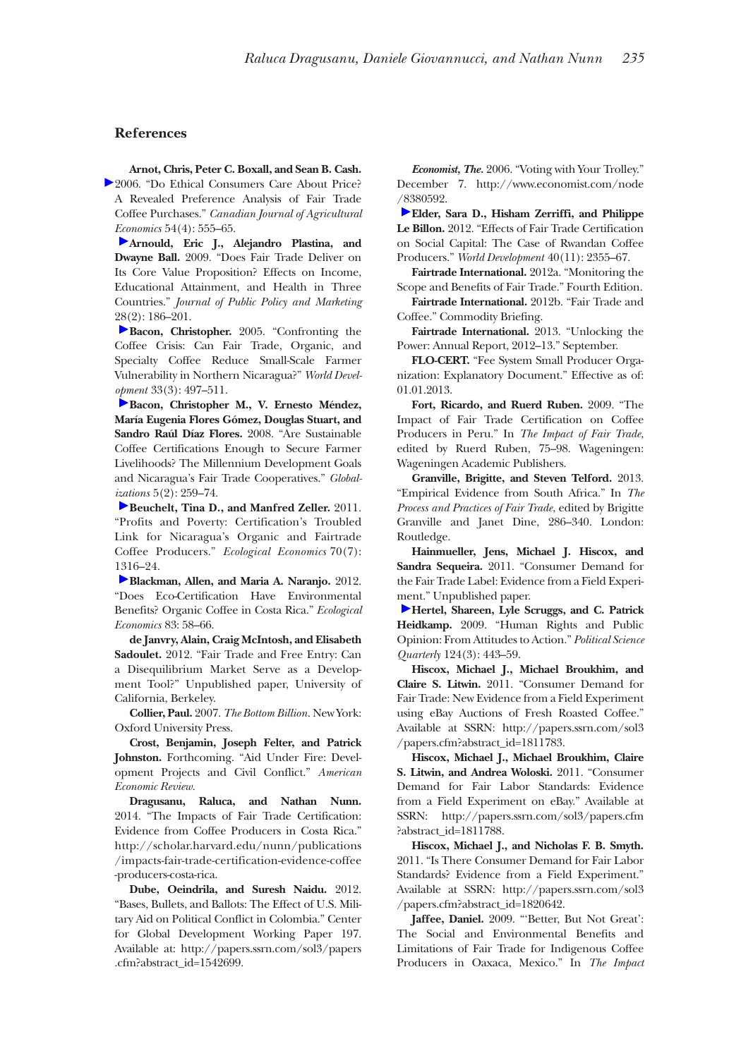## References

**Arnot, Chris, Peter C. Boxall, and Sean B. Cash.** 2006. "Do Ethical Consumers Care About Price? A Revealed Preference Analysis of Fair Trade Coffee Purchases." *Canadian Journal of Agricultural Economics* 54(4): 555–65.

**Arnould, Eric J., Alejandro Plastina, and Dwayne Ball.** 2009. "Does Fair Trade Deliver on Its Core Value Proposition? Effects on Income, Educational Attainment, and Health in Three Countries." *Journal of Public Policy and Marketing* 28(2): 186–201.

**Bacon, Christopher.** 2005. "Confronting the Coffee Crisis: Can Fair Trade, Organic, and Specialty Coffee Reduce Small-Scale Farmer Vulnerability in Northern Nicaragua?" *World Development* 33(3): 497–511.

**Bacon, Christopher M., V. Ernesto Méndez, María Eugenia Flores Gómez, Douglas Stuart, and Sandro Raúl Díaz Flores.** 2008. "Are Sustainable Coffee Certifications Enough to Secure Farmer Livelihoods? The Millennium Development Goals and Nicaragua's Fair Trade Cooperatives." *Globalizations* 5(2): 259–74.

**Beuchelt, Tina D., and Manfred Zeller.** 2011. "Profits and Poverty: Certification's Troubled Link for Nicaragua's Organic and Fairtrade Coffee Producers." *Ecological Economics* 70(7): 1316–24.

**Blackman, Allen, and Maria A. Naranjo.** 2012. "Does Eco-Certification Have Environmental Benefits? Organic Coffee in Costa Rica." *Ecological Economics* 83: 58–66.

**de Janvry, Alain, Craig McIntosh, and Elisabeth Sadoulet.** 2012. "Fair Trade and Free Entry: Can a Disequilibrium Market Serve as a Development Tool?" Unpublished paper, University of California, Berkeley.

**Collier, Paul.** 2007. *The Bottom Billion*. New York: Oxford University Press.

**Crost, Benjamin, Joseph Felter, and Patrick Johnston.** Forthcoming. "Aid Under Fire: Development Projects and Civil Conflict." *American Economic Review*.

**Dragusanu, Raluca, and Nathan Nunn.** 2014. "The Impacts of Fair Trade Certification: Evidence from Coffee Producers in Costa Rica." http://scholar.harvard.edu/nunn/publications/impacts-fair-trade-certification-evidence-coffee-producers-costa-rica.

**Dube, Oeindrila, and Suresh Naidu.** 2012. "Bases, Bullets, and Ballots: The Effect of U.S. Military Aid on Political Conflict in Colombia." Center for Global Development Working Paper 197. Available at: http://papers.ssrn.com/sol3/papers.cfm?abstract_id=1542699.

***Economist, The.*** 2006. "Voting with Your Trolley." December 7. http://www.economist.com/node/8380592.

**Elder, Sara D., Hisham Zerriffi, and Philippe Le Billon.** 2012. "Effects of Fair Trade Certification on Social Capital: The Case of Rwandan Coffee Producers." *World Development* 40(11): 2355–67.

**Fairtrade International.** 2012a. "Monitoring the Scope and Benefits of Fair Trade." Fourth Edition.

**Fairtrade International.** 2012b. "Fair Trade and Coffee." Commodity Briefing.

**Fairtrade International.** 2013. "Unlocking the Power: Annual Report, 2012–13." September.

**FLO-CERT.** "Fee System Small Producer Organization: Explanatory Document." Effective as of: 01.01.2013.

**Fort, Ricardo, and Ruerd Ruben.** 2009. "The Impact of Fair Trade Certification on Coffee Producers in Peru." In *The Impact of Fair Trade*, edited by Ruerd Ruben, 75–98. Wageningen: Wageningen Academic Publishers.

**Granville, Brigitte, and Steven Telford.** 2013. "Empirical Evidence from South Africa." In *The Process and Practices of Fair Trade*, edited by Brigitte Granville and Janet Dine, 286–340. London: Routledge.

**Hainmueller, Jens, Michael J. Hiscox, and Sandra Sequeira.** 2011. "Consumer Demand for the Fair Trade Label: Evidence from a Field Experiment." Unpublished paper.

**Hertel, Shareen, Lyle Scruggs, and C. Patrick Heidkamp.** 2009. "Human Rights and Public Opinion: From Attitudes to Action." *Political Science Quarterly* 124(3): 443–59.

**Hiscox, Michael J., Michael Broukhim, and Claire S. Litwin.** 2011. "Consumer Demand for Fair Trade: New Evidence from a Field Experiment using eBay Auctions of Fresh Roasted Coffee." Available at SSRN: http://papers.ssrn.com/sol3/papers.cfm?abstract_id=1811783.

**Hiscox, Michael J., Michael Broukhim, Claire S. Litwin, and Andrea Woloski.** 2011. "Consumer Demand for Fair Labor Standards: Evidence from a Field Experiment on eBay." Available at SSRN: http://papers.ssrn.com/sol3/papers.cfm?abstract_id=1811788.

**Hiscox, Michael J., and Nicholas F. B. Smyth.** 2011. "Is There Consumer Demand for Fair Labor Standards? Evidence from a Field Experiment." Available at SSRN: http://papers.ssrn.com/sol3/papers.cfm?abstract_id=1820642.

**Jaffee, Daniel.** 2009. "'Better, But Not Great': The Social and Environmental Benefits and Limitations of Fair Trade for Indigenous Coffee Producers in Oaxaca, Mexico." In *The Impact*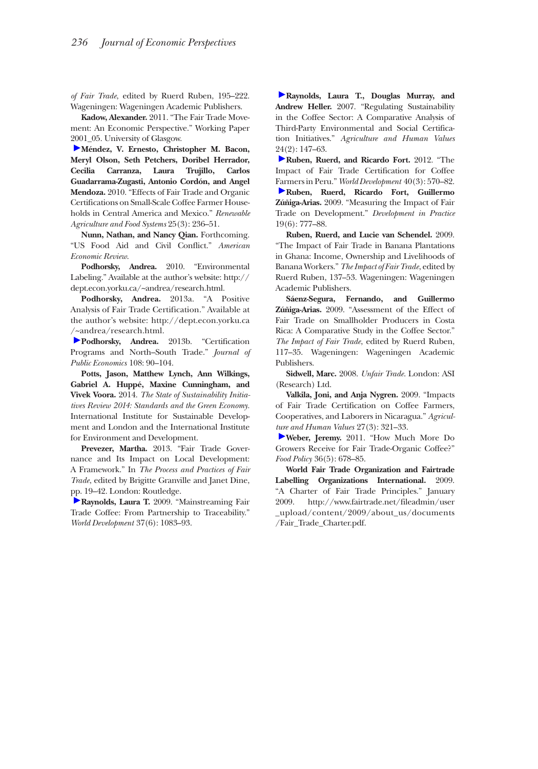*of Fair Trade*, edited by Ruerd Ruben, 195–222. Wageningen: Wageningen Academic Publishers.

**Kadow, Alexander.** 2011. "The Fair Trade Movement: An Economic Perspective." Working Paper 2001_05. University of Glasgow.

**Méndez, V. Ernesto, Christopher M. Bacon, Meryl Olson, Seth Petchers, Doribel Herrador, Cecilia Carranza, Laura Trujillo, Carlos Guadarrama-Zugasti, Antonio Cordón, and Angel Mendoza.** 2010. "Effects of Fair Trade and Organic Certifications on Small-Scale Coffee Farmer Households in Central America and Mexico." *Renewable Agriculture and Food Systems* 25(3): 236–51.

**Nunn, Nathan, and Nancy Qian.** Forthcoming. "US Food Aid and Civil Conflict." *American Economic Review.*

**Podhorsky, Andrea.** 2010. "Environmental Labeling." Available at the author's website: http://dept.econ.yorku.ca/~andrea/research.html.

**Podhorsky, Andrea.** 2013a. "A Positive Analysis of Fair Trade Certification." Available at the author's website: http://dept.econ.yorku.ca/~andrea/research.html.

**Podhorsky, Andrea.** 2013b. "Certification Programs and North–South Trade." *Journal of Public Economics* 108: 90–104.

**Potts, Jason, Matthew Lynch, Ann Wilkings, Gabriel A. Huppé, Maxine Cunningham, and Vivek Voora.** 2014. *The State of Sustainability Initiatives Review 2014: Standards and the Green Economy.* International Institute for Sustainable Development and London and the International Institute for Environment and Development.

**Prevezer, Martha.** 2013. "Fair Trade Governance and Its Impact on Local Development: A Framework." In *The Process and Practices of Fair Trade*, edited by Brigitte Granville and Janet Dine, pp. 19–42. London: Routledge.

**Raynolds, Laura T.** 2009. "Mainstreaming Fair Trade Coffee: From Partnership to Traceability." *World Development* 37(6): 1083–93.

**Raynolds, Laura T., Douglas Murray, and Andrew Heller.** 2007. "Regulating Sustainability in the Coffee Sector: A Comparative Analysis of Third-Party Environmental and Social Certification Initiatives." *Agriculture and Human Values* 24(2): 147–63.

**Ruben, Ruerd, and Ricardo Fort.** 2012. "The Impact of Fair Trade Certification for Coffee Farmers in Peru." *World Development* 40(3): 570–82.

**Ruben, Ruerd, Ricardo Fort, Guillermo Zúñiga-Arias.** 2009. "Measuring the Impact of Fair Trade on Development." *Development in Practice* 19(6): 777–88.

**Ruben, Ruerd, and Lucie van Schendel.** 2009. "The Impact of Fair Trade in Banana Plantations in Ghana: Income, Ownership and Livelihoods of Banana Workers." *The Impact of Fair Trade*, edited by Ruerd Ruben, 137–53. Wageningen: Wageningen Academic Publishers.

**Sáenz-Segura, Fernando, and Guillermo Zúñiga-Arias.** 2009. "Assessment of the Effect of Fair Trade on Smallholder Producers in Costa Rica: A Comparative Study in the Coffee Sector." *The Impact of Fair Trade*, edited by Ruerd Ruben, 117–35. Wageningen: Wageningen Academic Publishers.

**Sidwell, Marc.** 2008. *Unfair Trade.* London: ASI (Research) Ltd.

**Valkila, Joni, and Anja Nygren.** 2009. "Impacts of Fair Trade Certification on Coffee Farmers, Cooperatives, and Laborers in Nicaragua." *Agriculture and Human Values* 27(3): 321–33.

**Weber, Jeremy.** 2011. "How Much More Do Growers Receive for Fair Trade-Organic Coffee?" *Food Policy* 36(5): 678–85.

**World Fair Trade Organization and Fairtrade Labelling Organizations International.** 2009. "A Charter of Fair Trade Principles." January 2009. http://www.fairtrade.net/fileadmin/user_upload/content/2009/about_us/documents/Fair_Trade_Charter.pdf.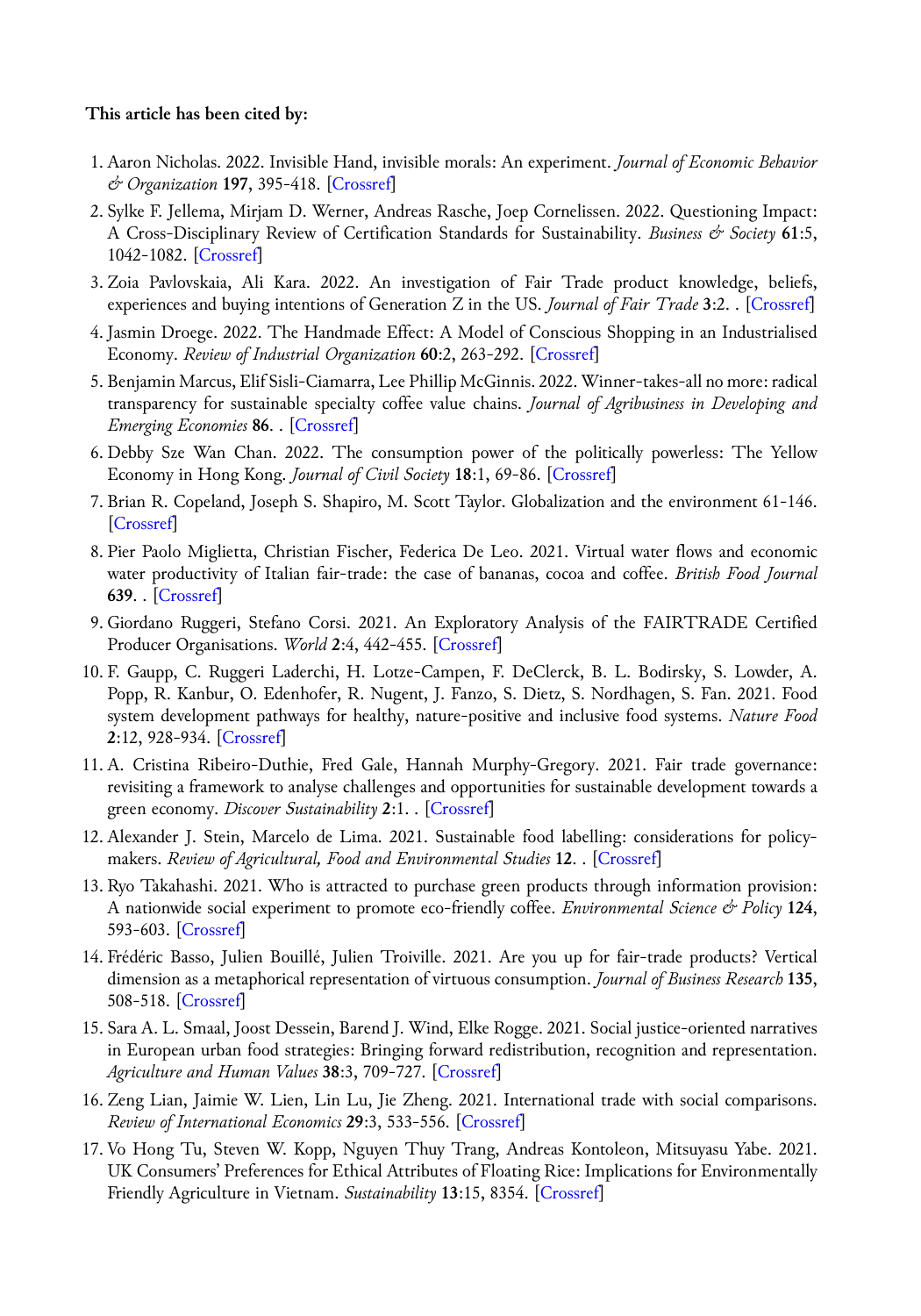**This article has been cited by:**

1. Aaron Nicholas. 2022. Invisible Hand, invisible morals: An experiment. *Journal of Economic Behavior & Organization* **197**, 395-418. [Crossref]
2. Sylke F. Jellema, Mirjam D. Werner, Andreas Rasche, Joep Cornelissen. 2022. Questioning Impact: A Cross-Disciplinary Review of Certification Standards for Sustainability. *Business & Society* **61**:5, 1042-1082. [Crossref]
3. Zoia Pavlovskaia, Ali Kara. 2022. An investigation of Fair Trade product knowledge, beliefs, experiences and buying intentions of Generation Z in the US. *Journal of Fair Trade* **3**:2. . [Crossref]
4. Jasmin Droege. 2022. The Handmade Effect: A Model of Conscious Shopping in an Industrialised Economy. *Review of Industrial Organization* **60**:2, 263-292. [Crossref]
5. Benjamin Marcus, Elif Sisli-Ciamarra, Lee Phillip McGinnis. 2022. Winner-takes-all no more: radical transparency for sustainable specialty coffee value chains. *Journal of Agribusiness in Developing and Emerging Economies* **86**. . [Crossref]
6. Debby Sze Wan Chan. 2022. The consumption power of the politically powerless: The Yellow Economy in Hong Kong. *Journal of Civil Society* **18**:1, 69-86. [Crossref]
7. Brian R. Copeland, Joseph S. Shapiro, M. Scott Taylor. Globalization and the environment 61-146. [Crossref]
8. Pier Paolo Miglietta, Christian Fischer, Federica De Leo. 2021. Virtual water flows and economic water productivity of Italian fair-trade: the case of bananas, cocoa and coffee. *British Food Journal* **639**. . [Crossref]
9. Giordano Ruggeri, Stefano Corsi. 2021. An Exploratory Analysis of the FAIRTRADE Certified Producer Organisations. *World* **2**:4, 442-455. [Crossref]
10. F. Gaupp, C. Ruggeri Laderchi, H. Lotze-Campen, F. DeClerck, B. L. Bodirsky, S. Lowder, A. Popp, R. Kanbur, O. Edenhofer, R. Nugent, J. Fanzo, S. Dietz, S. Nordhagen, S. Fan. 2021. Food system development pathways for healthy, nature-positive and inclusive food systems. *Nature Food* **2**:12, 928-934. [Crossref]
11. A. Cristina Ribeiro-Duthie, Fred Gale, Hannah Murphy-Gregory. 2021. Fair trade governance: revisiting a framework to analyse challenges and opportunities for sustainable development towards a green economy. *Discover Sustainability* **2**:1. . [Crossref]
12. Alexander J. Stein, Marcelo de Lima. 2021. Sustainable food labelling: considerations for policy-makers. *Review of Agricultural, Food and Environmental Studies* **12**. . [Crossref]
13. Ryo Takahashi. 2021. Who is attracted to purchase green products through information provision: A nationwide social experiment to promote eco-friendly coffee. *Environmental Science & Policy* **124**, 593-603. [Crossref]
14. Frédéric Basso, Julien Bouillé, Julien Troiville. 2021. Are you up for fair-trade products? Vertical dimension as a metaphorical representation of virtuous consumption. *Journal of Business Research* **135**, 508-518. [Crossref]
15. Sara A. L. Smaal, Joost Dessein, Barend J. Wind, Elke Rogge. 2021. Social justice-oriented narratives in European urban food strategies: Bringing forward redistribution, recognition and representation. *Agriculture and Human Values* **38**:3, 709-727. [Crossref]
16. Zeng Lian, Jaimie W. Lien, Lin Lu, Jie Zheng. 2021. International trade with social comparisons. *Review of International Economics* **29**:3, 533-556. [Crossref]
17. Vo Hong Tu, Steven W. Kopp, Nguyen Thuy Trang, Andreas Kontoleon, Mitsuyasu Yabe. 2021. UK Consumers' Preferences for Ethical Attributes of Floating Rice: Implications for Environmentally Friendly Agriculture in Vietnam. *Sustainability* **13**:15, 8354. [Crossref]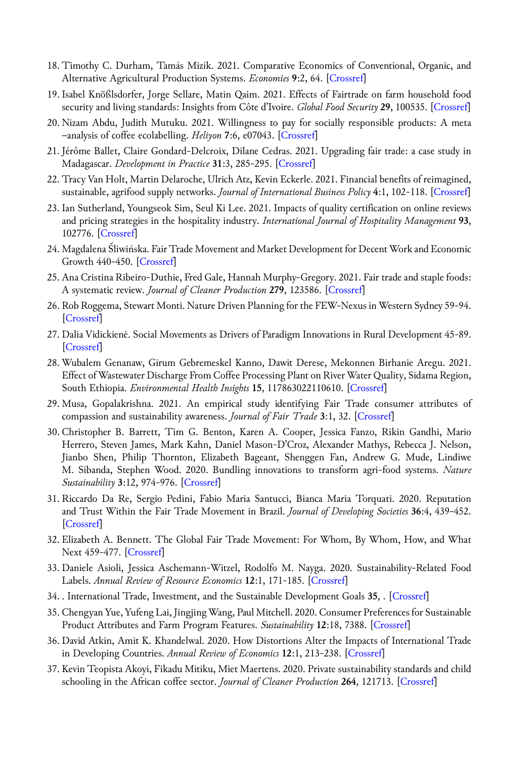18. Timothy C. Durham, Tamás Mizik. 2021. Comparative Economics of Conventional, Organic, and Alternative Agricultural Production Systems. *Economies* **9**:2, 64. [Crossref]
19. Isabel Knößlsdorfer, Jorge Sellare, Matin Qaim. 2021. Effects of Fairtrade on farm household food security and living standards: Insights from Côte d'Ivoire. *Global Food Security* **29**, 100535. [Crossref]
20. Nizam Abdu, Judith Mutuku. 2021. Willingness to pay for socially responsible products: A meta –analysis of coffee ecolabelling. *Heliyon* **7**:6, e07043. [Crossref]
21. Jérôme Ballet, Claire Gondard-Delcroix, Dilane Cedras. 2021. Upgrading fair trade: a case study in Madagascar. *Development in Practice* **31**:3, 285-295. [Crossref]
22. Tracy Van Holt, Martin Delaroche, Ulrich Atz, Kevin Eckerle. 2021. Financial benefits of reimagined, sustainable, agrifood supply networks. *Journal of International Business Policy* **4**:1, 102-118. [Crossref]
23. Ian Sutherland, Youngseok Sim, Seul Ki Lee. 2021. Impacts of quality certification on online reviews and pricing strategies in the hospitality industry. *International Journal of Hospitality Management* **93**, 102776. [Crossref]
24. Magdalena Śliwińska. Fair Trade Movement and Market Development for Decent Work and Economic Growth 440-450. [Crossref]
25. Ana Cristina Ribeiro-Duthie, Fred Gale, Hannah Murphy-Gregory. 2021. Fair trade and staple foods: A systematic review. *Journal of Cleaner Production* **279**, 123586. [Crossref]
26. Rob Roggema, Stewart Monti. Nature Driven Planning for the FEW-Nexus in Western Sydney 59-94. [Crossref]
27. Dalia Vidickienė. Social Movements as Drivers of Paradigm Innovations in Rural Development 45-89. [Crossref]
28. Wubalem Genanaw, Girum Gebremeskel Kanno, Dawit Derese, Mekonnen Birhanie Aregu. 2021. Effect of Wastewater Discharge From Coffee Processing Plant on River Water Quality, Sidama Region, South Ethiopia. *Environmental Health Insights* **15**, 117863022110610. [Crossref]
29. Musa, Gopalakrishna. 2021. An empirical study identifying Fair Trade consumer attributes of compassion and sustainability awareness. *Journal of Fair Trade* **3**:1, 32. [Crossref]
30. Christopher B. Barrett, Tim G. Benton, Karen A. Cooper, Jessica Fanzo, Rikin Gandhi, Mario Herrero, Steven James, Mark Kahn, Daniel Mason-D'Croz, Alexander Mathys, Rebecca J. Nelson, Jianbo Shen, Philip Thornton, Elizabeth Bageant, Shenggen Fan, Andrew G. Mude, Lindiwe M. Sibanda, Stephen Wood. 2020. Bundling innovations to transform agri-food systems. *Nature Sustainability* **3**:12, 974-976. [Crossref]
31. Riccardo Da Re, Sergio Pedini, Fabio Maria Santucci, Bianca Maria Torquati. 2020. Reputation and Trust Within the Fair Trade Movement in Brazil. *Journal of Developing Societies* **36**:4, 439-452. [Crossref]
32. Elizabeth A. Bennett. The Global Fair Trade Movement: For Whom, By Whom, How, and What Next 459-477. [Crossref]
33. Daniele Asioli, Jessica Aschemann-Witzel, Rodolfo M. Nayga. 2020. Sustainability-Related Food Labels. *Annual Review of Resource Economics* **12**:1, 171-185. [Crossref]
34. . International Trade, Investment, and the Sustainable Development Goals **35**, . [Crossref]
35. Chengyan Yue, Yufeng Lai, Jingjing Wang, Paul Mitchell. 2020. Consumer Preferences for Sustainable Product Attributes and Farm Program Features. *Sustainability* **12**:18, 7388. [Crossref]
36. David Atkin, Amit K. Khandelwal. 2020. How Distortions Alter the Impacts of International Trade in Developing Countries. *Annual Review of Economics* **12**:1, 213-238. [Crossref]
37. Kevin Teopista Akoyi, Fikadu Mitiku, Miet Maertens. 2020. Private sustainability standards and child schooling in the African coffee sector. *Journal of Cleaner Production* **264**, 121713. [Crossref]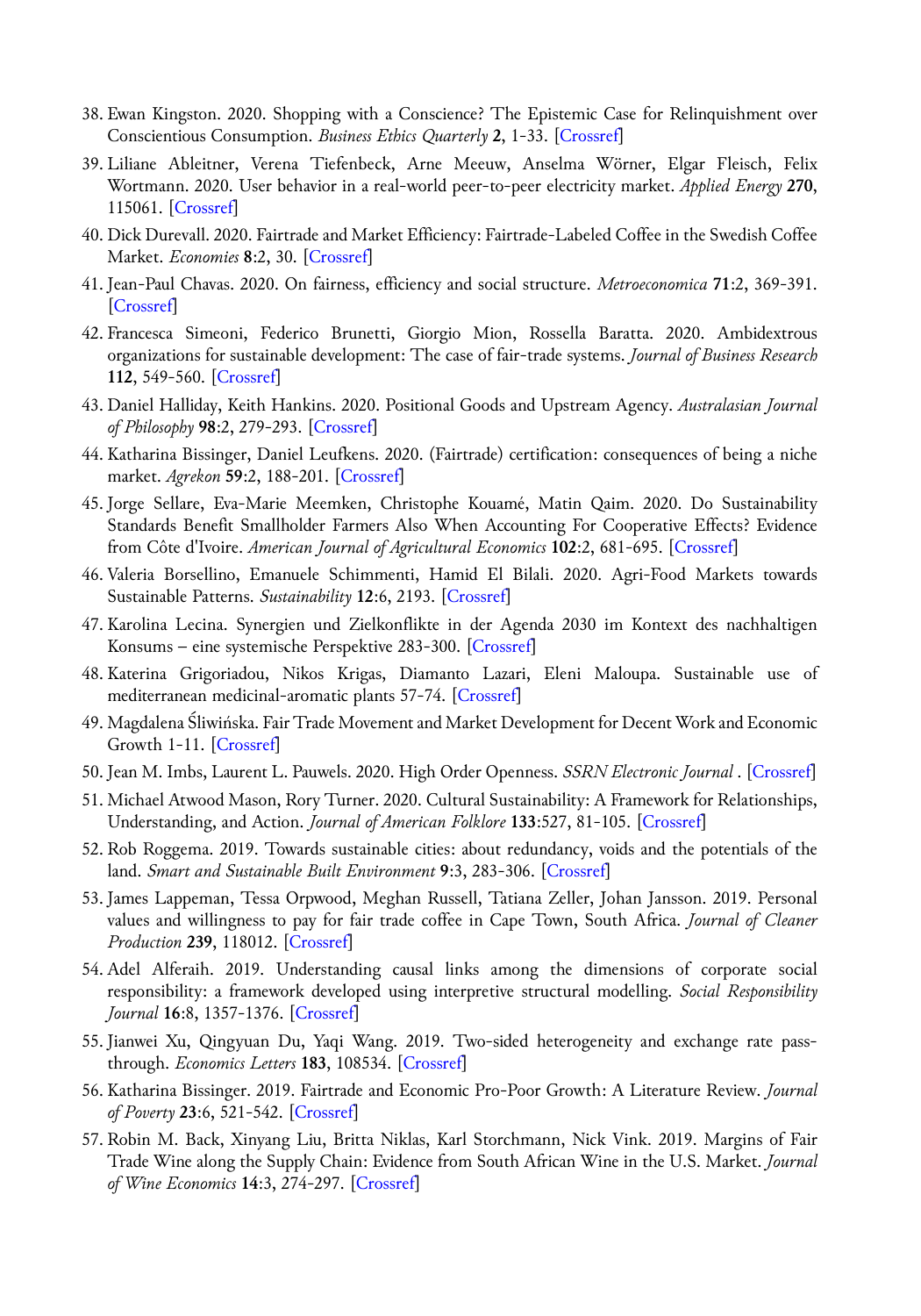38. Ewan Kingston. 2020. Shopping with a Conscience? The Epistemic Case for Relinquishment over Conscientious Consumption. *Business Ethics Quarterly* **2**, 1-33. [Crossref]
39. Liliane Ableitner, Verena Tiefenbeck, Arne Meeuw, Anselma Wörner, Elgar Fleisch, Felix Wortmann. 2020. User behavior in a real-world peer-to-peer electricity market. *Applied Energy* **270**, 115061. [Crossref]
40. Dick Durevall. 2020. Fairtrade and Market Efficiency: Fairtrade-Labeled Coffee in the Swedish Coffee Market. *Economies* **8**:2, 30. [Crossref]
41. Jean-Paul Chavas. 2020. On fairness, efficiency and social structure. *Metroeconomica* **71**:2, 369-391. [Crossref]
42. Francesca Simeoni, Federico Brunetti, Giorgio Mion, Rossella Baratta. 2020. Ambidextrous organizations for sustainable development: The case of fair-trade systems. *Journal of Business Research* **112**, 549-560. [Crossref]
43. Daniel Halliday, Keith Hankins. 2020. Positional Goods and Upstream Agency. *Australasian Journal of Philosophy* **98**:2, 279-293. [Crossref]
44. Katharina Bissinger, Daniel Leufkens. 2020. (Fairtrade) certification: consequences of being a niche market. *Agrekon* **59**:2, 188-201. [Crossref]
45. Jorge Sellare, Eva-Marie Meemken, Christophe Kouamé, Matin Qaim. 2020. Do Sustainability Standards Benefit Smallholder Farmers Also When Accounting For Cooperative Effects? Evidence from Côte d'Ivoire. *American Journal of Agricultural Economics* **102**:2, 681-695. [Crossref]
46. Valeria Borsellino, Emanuele Schimmenti, Hamid El Bilali. 2020. Agri-Food Markets towards Sustainable Patterns. *Sustainability* **12**:6, 2193. [Crossref]
47. Karolina Lecina. Synergien und Zielkonflikte in der Agenda 2030 im Kontext des nachhaltigen Konsums – eine systemische Perspektive 283-300. [Crossref]
48. Katerina Grigoriadou, Nikos Krigas, Diamanto Lazari, Eleni Maloupa. Sustainable use of mediterranean medicinal-aromatic plants 57-74. [Crossref]
49. Magdalena Śliwińska. Fair Trade Movement and Market Development for Decent Work and Economic Growth 1-11. [Crossref]
50. Jean M. Imbs, Laurent L. Pauwels. 2020. High Order Openness. *SSRN Electronic Journal* . [Crossref]
51. Michael Atwood Mason, Rory Turner. 2020. Cultural Sustainability: A Framework for Relationships, Understanding, and Action. *Journal of American Folklore* **133**:527, 81-105. [Crossref]
52. Rob Roggema. 2019. Towards sustainable cities: about redundancy, voids and the potentials of the land. *Smart and Sustainable Built Environment* **9**:3, 283-306. [Crossref]
53. James Lappeman, Tessa Orpwood, Meghan Russell, Tatiana Zeller, Johan Jansson. 2019. Personal values and willingness to pay for fair trade coffee in Cape Town, South Africa. *Journal of Cleaner Production* **239**, 118012. [Crossref]
54. Adel Alferaih. 2019. Understanding causal links among the dimensions of corporate social responsibility: a framework developed using interpretive structural modelling. *Social Responsibility Journal* **16**:8, 1357-1376. [Crossref]
55. Jianwei Xu, Qingyuan Du, Yaqi Wang. 2019. Two-sided heterogeneity and exchange rate pass-through. *Economics Letters* **183**, 108534. [Crossref]
56. Katharina Bissinger. 2019. Fairtrade and Economic Pro-Poor Growth: A Literature Review. *Journal of Poverty* **23**:6, 521-542. [Crossref]
57. Robin M. Back, Xinyang Liu, Britta Niklas, Karl Storchmann, Nick Vink. 2019. Margins of Fair Trade Wine along the Supply Chain: Evidence from South African Wine in the U.S. Market. *Journal of Wine Economics* **14**:3, 274-297. [Crossref]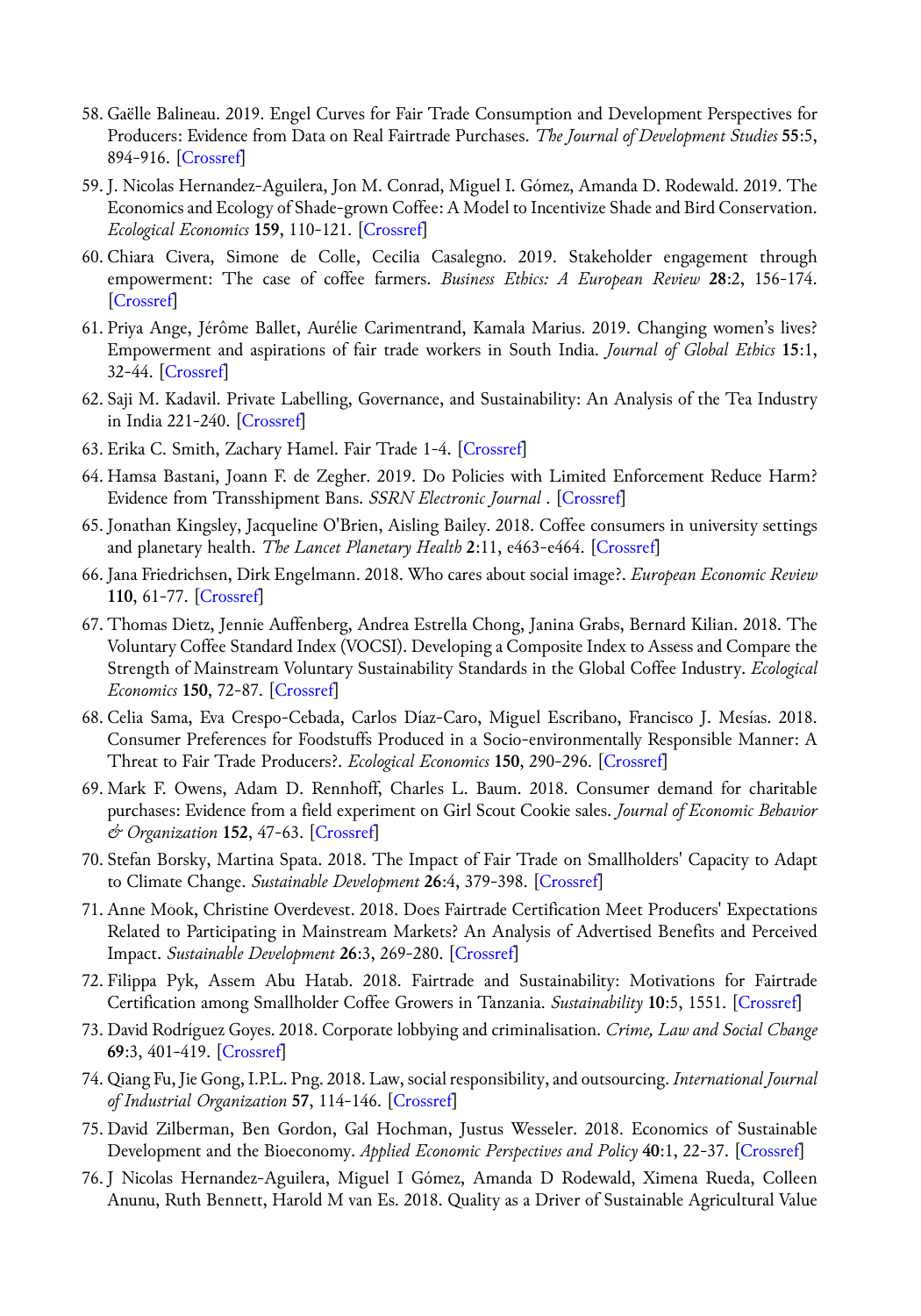58. Gaëlle Balineau. 2019. Engel Curves for Fair Trade Consumption and Development Perspectives for Producers: Evidence from Data on Real Fairtrade Purchases. *The Journal of Development Studies* **55**:5, 894-916. [Crossref]
59. J. Nicolas Hernandez-Aguilera, Jon M. Conrad, Miguel I. Gómez, Amanda D. Rodewald. 2019. The Economics and Ecology of Shade-grown Coffee: A Model to Incentivize Shade and Bird Conservation. *Ecological Economics* **159**, 110-121. [Crossref]
60. Chiara Civera, Simone de Colle, Cecilia Casalegno. 2019. Stakeholder engagement through empowerment: The case of coffee farmers. *Business Ethics: A European Review* **28**:2, 156-174. [Crossref]
61. Priya Ange, Jérôme Ballet, Aurélie Carimentrand, Kamala Marius. 2019. Changing women's lives? Empowerment and aspirations of fair trade workers in South India. *Journal of Global Ethics* **15**:1, 32-44. [Crossref]
62. Saji M. Kadavil. Private Labelling, Governance, and Sustainability: An Analysis of the Tea Industry in India 221-240. [Crossref]
63. Erika C. Smith, Zachary Hamel. Fair Trade 1-4. [Crossref]
64. Hamsa Bastani, Joann F. de Zegher. 2019. Do Policies with Limited Enforcement Reduce Harm? Evidence from Transshipment Bans. *SSRN Electronic Journal* . [Crossref]
65. Jonathan Kingsley, Jacqueline O'Brien, Aisling Bailey. 2018. Coffee consumers in university settings and planetary health. *The Lancet Planetary Health* **2**:11, e463-e464. [Crossref]
66. Jana Friedrichsen, Dirk Engelmann. 2018. Who cares about social image?. *European Economic Review* **110**, 61-77. [Crossref]
67. Thomas Dietz, Jennie Auffenberg, Andrea Estrella Chong, Janina Grabs, Bernard Kilian. 2018. The Voluntary Coffee Standard Index (VOCSI). Developing a Composite Index to Assess and Compare the Strength of Mainstream Voluntary Sustainability Standards in the Global Coffee Industry. *Ecological Economics* **150**, 72-87. [Crossref]
68. Celia Sama, Eva Crespo-Cebada, Carlos Díaz-Caro, Miguel Escribano, Francisco J. Mesías. 2018. Consumer Preferences for Foodstuffs Produced in a Socio-environmentally Responsible Manner: A Threat to Fair Trade Producers?. *Ecological Economics* **150**, 290-296. [Crossref]
69. Mark F. Owens, Adam D. Rennhoff, Charles L. Baum. 2018. Consumer demand for charitable purchases: Evidence from a field experiment on Girl Scout Cookie sales. *Journal of Economic Behavior & Organization* **152**, 47-63. [Crossref]
70. Stefan Borsky, Martina Spata. 2018. The Impact of Fair Trade on Smallholders' Capacity to Adapt to Climate Change. *Sustainable Development* **26**:4, 379-398. [Crossref]
71. Anne Mook, Christine Overdevest. 2018. Does Fairtrade Certification Meet Producers' Expectations Related to Participating in Mainstream Markets? An Analysis of Advertised Benefits and Perceived Impact. *Sustainable Development* **26**:3, 269-280. [Crossref]
72. Filippa Pyk, Assem Abu Hatab. 2018. Fairtrade and Sustainability: Motivations for Fairtrade Certification among Smallholder Coffee Growers in Tanzania. *Sustainability* **10**:5, 1551. [Crossref]
73. David Rodríguez Goyes. 2018. Corporate lobbying and criminalisation. *Crime, Law and Social Change* **69**:3, 401-419. [Crossref]
74. Qiang Fu, Jie Gong, I.P.L. Png. 2018. Law, social responsibility, and outsourcing. *International Journal of Industrial Organization* **57**, 114-146. [Crossref]
75. David Zilberman, Ben Gordon, Gal Hochman, Justus Wesseler. 2018. Economics of Sustainable Development and the Bioeconomy. *Applied Economic Perspectives and Policy* **40**:1, 22-37. [Crossref]
76. J Nicolas Hernandez-Aguilera, Miguel I Gómez, Amanda D Rodewald, Ximena Rueda, Colleen Anunu, Ruth Bennett, Harold M van Es. 2018. Quality as a Driver of Sustainable Agricultural Value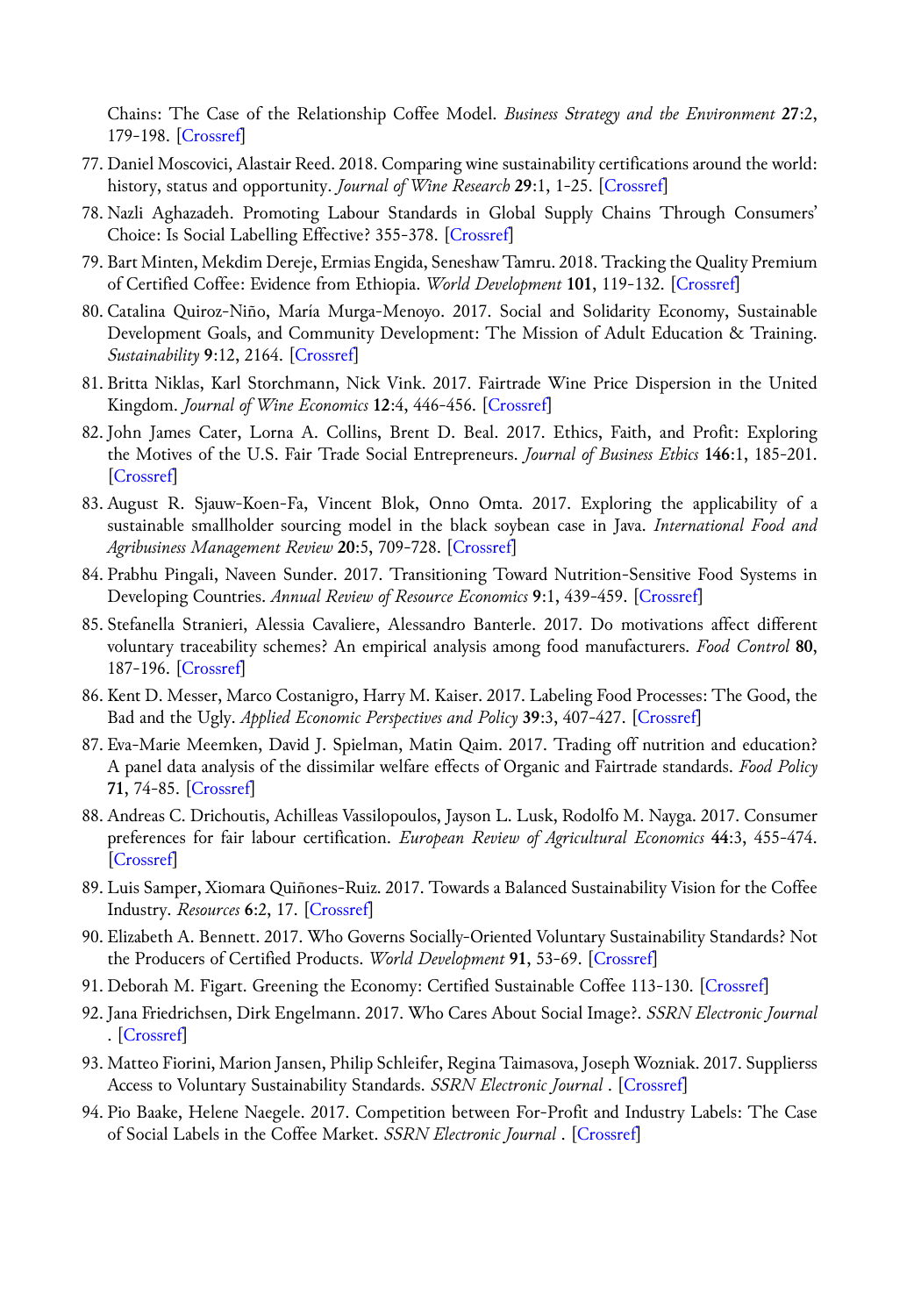Chains: The Case of the Relationship Coffee Model. *Business Strategy and the Environment* **27**:2, 179-198. [Crossref]

77. Daniel Moscovici, Alastair Reed. 2018. Comparing wine sustainability certifications around the world: history, status and opportunity. *Journal of Wine Research* **29**:1, 1-25. [Crossref]
78. Nazli Aghazadeh. Promoting Labour Standards in Global Supply Chains Through Consumers' Choice: Is Social Labelling Effective? 355-378. [Crossref]
79. Bart Minten, Mekdim Dereje, Ermias Engida, Seneshaw Tamru. 2018. Tracking the Quality Premium of Certified Coffee: Evidence from Ethiopia. *World Development* **101**, 119-132. [Crossref]
80. Catalina Quiroz-Niño, María Murga-Menoyo. 2017. Social and Solidarity Economy, Sustainable Development Goals, and Community Development: The Mission of Adult Education & Training. *Sustainability* **9**:12, 2164. [Crossref]
81. Britta Niklas, Karl Storchmann, Nick Vink. 2017. Fairtrade Wine Price Dispersion in the United Kingdom. *Journal of Wine Economics* **12**:4, 446-456. [Crossref]
82. John James Cater, Lorna A. Collins, Brent D. Beal. 2017. Ethics, Faith, and Profit: Exploring the Motives of the U.S. Fair Trade Social Entrepreneurs. *Journal of Business Ethics* **146**:1, 185-201. [Crossref]
83. August R. Sjauw-Koen-Fa, Vincent Blok, Onno Omta. 2017. Exploring the applicability of a sustainable smallholder sourcing model in the black soybean case in Java. *International Food and Agribusiness Management Review* **20**:5, 709-728. [Crossref]
84. Prabhu Pingali, Naveen Sunder. 2017. Transitioning Toward Nutrition-Sensitive Food Systems in Developing Countries. *Annual Review of Resource Economics* **9**:1, 439-459. [Crossref]
85. Stefanella Stranieri, Alessia Cavaliere, Alessandro Banterle. 2017. Do motivations affect different voluntary traceability schemes? An empirical analysis among food manufacturers. *Food Control* **80**, 187-196. [Crossref]
86. Kent D. Messer, Marco Costanigro, Harry M. Kaiser. 2017. Labeling Food Processes: The Good, the Bad and the Ugly. *Applied Economic Perspectives and Policy* **39**:3, 407-427. [Crossref]
87. Eva-Marie Meemken, David J. Spielman, Matin Qaim. 2017. Trading off nutrition and education? A panel data analysis of the dissimilar welfare effects of Organic and Fairtrade standards. *Food Policy* **71**, 74-85. [Crossref]
88. Andreas C. Drichoutis, Achilleas Vassilopoulos, Jayson L. Lusk, Rodolfo M. Nayga. 2017. Consumer preferences for fair labour certification. *European Review of Agricultural Economics* **44**:3, 455-474. [Crossref]
89. Luis Samper, Xiomara Quiñones-Ruiz. 2017. Towards a Balanced Sustainability Vision for the Coffee Industry. *Resources* **6**:2, 17. [Crossref]
90. Elizabeth A. Bennett. 2017. Who Governs Socially-Oriented Voluntary Sustainability Standards? Not the Producers of Certified Products. *World Development* **91**, 53-69. [Crossref]
91. Deborah M. Figart. Greening the Economy: Certified Sustainable Coffee 113-130. [Crossref]
92. Jana Friedrichsen, Dirk Engelmann. 2017. Who Cares About Social Image?. *SSRN Electronic Journal* . [Crossref]
93. Matteo Fiorini, Marion Jansen, Philip Schleifer, Regina Taimasova, Joseph Wozniak. 2017. Supplierss Access to Voluntary Sustainability Standards. *SSRN Electronic Journal* . [Crossref]
94. Pio Baake, Helene Naegele. 2017. Competition between For-Profit and Industry Labels: The Case of Social Labels in the Coffee Market. *SSRN Electronic Journal* . [Crossref]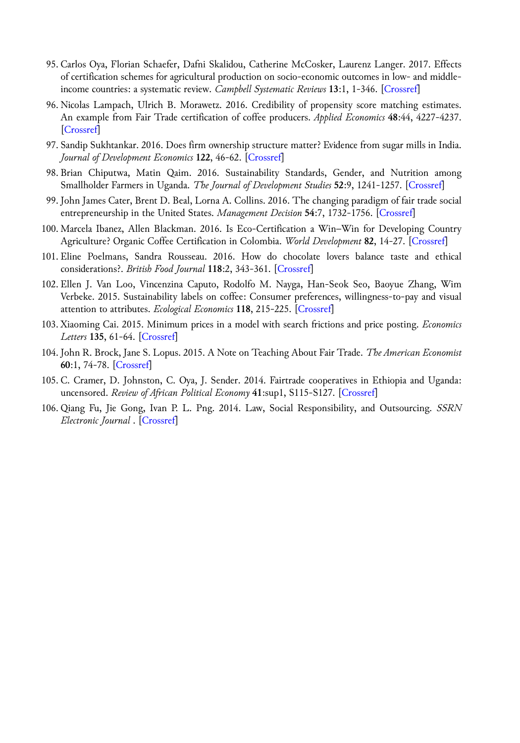95. Carlos Oya, Florian Schaefer, Dafni Skalidou, Catherine McCosker, Laurenz Langer. 2017. Effects of certification schemes for agricultural production on socio-economic outcomes in low- and middle-income countries: a systematic review. *Campbell Systematic Reviews* **13**:1, 1-346. [Crossref]
96. Nicolas Lampach, Ulrich B. Morawetz. 2016. Credibility of propensity score matching estimates. An example from Fair Trade certification of coffee producers. *Applied Economics* **48**:44, 4227-4237. [Crossref]
97. Sandip Sukhtankar. 2016. Does firm ownership structure matter? Evidence from sugar mills in India. *Journal of Development Economics* **122**, 46-62. [Crossref]
98. Brian Chiputwa, Matin Qaim. 2016. Sustainability Standards, Gender, and Nutrition among Smallholder Farmers in Uganda. *The Journal of Development Studies* **52**:9, 1241-1257. [Crossref]
99. John James Cater, Brent D. Beal, Lorna A. Collins. 2016. The changing paradigm of fair trade social entrepreneurship in the United States. *Management Decision* **54**:7, 1732-1756. [Crossref]
100. Marcela Ibanez, Allen Blackman. 2016. Is Eco-Certification a Win–Win for Developing Country Agriculture? Organic Coffee Certification in Colombia. *World Development* **82**, 14-27. [Crossref]
101. Eline Poelmans, Sandra Rousseau. 2016. How do chocolate lovers balance taste and ethical considerations?. *British Food Journal* **118**:2, 343-361. [Crossref]
102. Ellen J. Van Loo, Vincenzina Caputo, Rodolfo M. Nayga, Han-Seok Seo, Baoyue Zhang, Wim Verbeke. 2015. Sustainability labels on coffee: Consumer preferences, willingness-to-pay and visual attention to attributes. *Ecological Economics* **118**, 215-225. [Crossref]
103. Xiaoming Cai. 2015. Minimum prices in a model with search frictions and price posting. *Economics Letters* **135**, 61-64. [Crossref]
104. John R. Brock, Jane S. Lopus. 2015. A Note on Teaching About Fair Trade. *The American Economist* **60**:1, 74-78. [Crossref]
105. C. Cramer, D. Johnston, C. Oya, J. Sender. 2014. Fairtrade cooperatives in Ethiopia and Uganda: uncensored. *Review of African Political Economy* **41**:sup1, S115-S127. [Crossref]
106. Qiang Fu, Jie Gong, Ivan P. L. Png. 2014. Law, Social Responsibility, and Outsourcing. *SSRN Electronic Journal* . [Crossref]